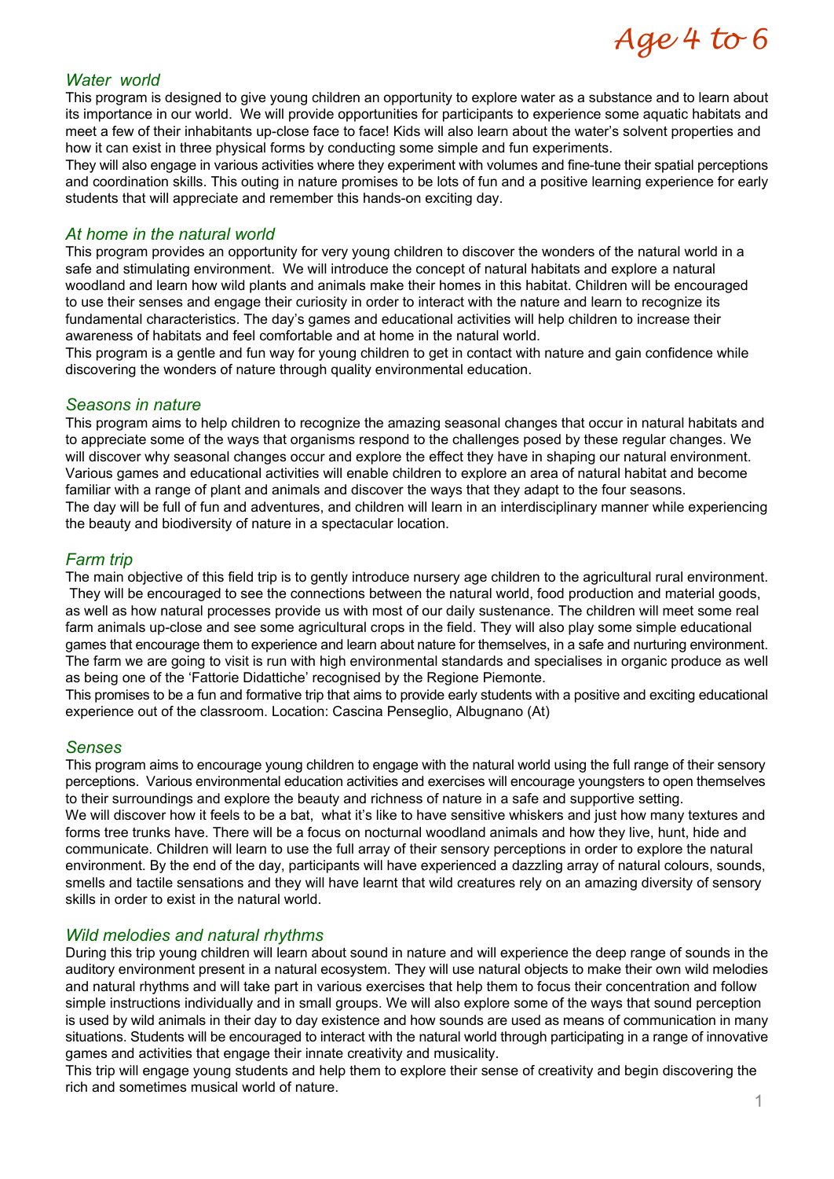# Age 4 to 6

## *Water world*

This program is designed to give young children an opportunity to explore water as a substance and to learn about its importance in our world. We will provide opportunities for participants to experience some aquatic habitats and meet a few of their inhabitants up-close face to face! Kids will also learn about the water's solvent properties and how it can exist in three physical forms by conducting some simple and fun experiments.

They will also engage in various activities where they experiment with volumes and fine-tune their spatial perceptions and coordination skills. This outing in nature promises to be lots of fun and a positive learning experience for early students that will appreciate and remember this hands-on exciting day.

## *At home in the natural world*

This program provides an opportunity for very young children to discover the wonders of the natural world in a safe and stimulating environment. We will introduce the concept of natural habitats and explore a natural woodland and learn how wild plants and animals make their homes in this habitat. Children will be encouraged to use their senses and engage their curiosity in order to interact with the nature and learn to recognize its fundamental characteristics. The day's games and educational activities will help children to increase their awareness of habitats and feel comfortable and at home in the natural world.

This program is a gentle and fun way for young children to get in contact with nature and gain confidence while discovering the wonders of nature through quality environmental education.

## *Seasons in nature*

This program aims to help children to recognize the amazing seasonal changes that occur in natural habitats and to appreciate some of the ways that organisms respond to the challenges posed by these regular changes. We will discover why seasonal changes occur and explore the effect they have in shaping our natural environment. Various games and educational activities will enable children to explore an area of natural habitat and become familiar with a range of plant and animals and discover the ways that they adapt to the four seasons.

The day will be full of fun and adventures, and children will learn in an interdisciplinary manner while experiencing the beauty and biodiversity of nature in a spectacular location.

## *Farm trip*

The main objective of this field trip is to gently introduce nursery age children to the agricultural rural environment. They will be encouraged to see the connections between the natural world, food production and material goods, as well as how natural processes provide us with most of our daily sustenance. The children will meet some real farm animals up-close and see some agricultural crops in the field. They will also play some simple educational games that encourage them to experience and learn about nature for themselves, in a safe and nurturing environment. The farm we are going to visit is run with high environmental standards and specialises in organic produce as well as being one of the 'Fattorie Didattiche' recognised by the Regione Piemonte.

This promises to be a fun and formative trip that aims to provide early students with a positive and exciting educational experience out of the classroom. Location: Cascina Penseglio, Albugnano (At)

## *Senses*

This program aims to encourage young children to engage with the natural world using the full range of their sensory perceptions. Various environmental education activities and exercises will encourage youngsters to open themselves to their surroundings and explore the beauty and richness of nature in a safe and supportive setting.

We will discover how it feels to be a bat, what it's like to have sensitive whiskers and just how many textures and forms tree trunks have. There will be a focus on nocturnal woodland animals and how they live, hunt, hide and communicate. Children will learn to use the full array of their sensory perceptions in order to explore the natural environment. By the end of the day, participants will have experienced a dazzling array of natural colours, sounds, smells and tactile sensations and they will have learnt that wild creatures rely on an amazing diversity of sensory skills in order to exist in the natural world.

## *Wild melodies and natural rhythms*

During this trip young children will learn about sound in nature and will experience the deep range of sounds in the auditory environment present in a natural ecosystem. They will use natural objects to make their own wild melodies and natural rhythms and will take part in various exercises that help them to focus their concentration and follow simple instructions individually and in small groups. We will also explore some of the ways that sound perception is used by wild animals in their day to day existence and how sounds are used as means of communication in many situations. Students will be encouraged to interact with the natural world through participating in a range of innovative games and activities that engage their innate creativity and musicality.

This trip will engage young students and help them to explore their sense of creativity and begin discovering the rich and sometimes musical world of nature.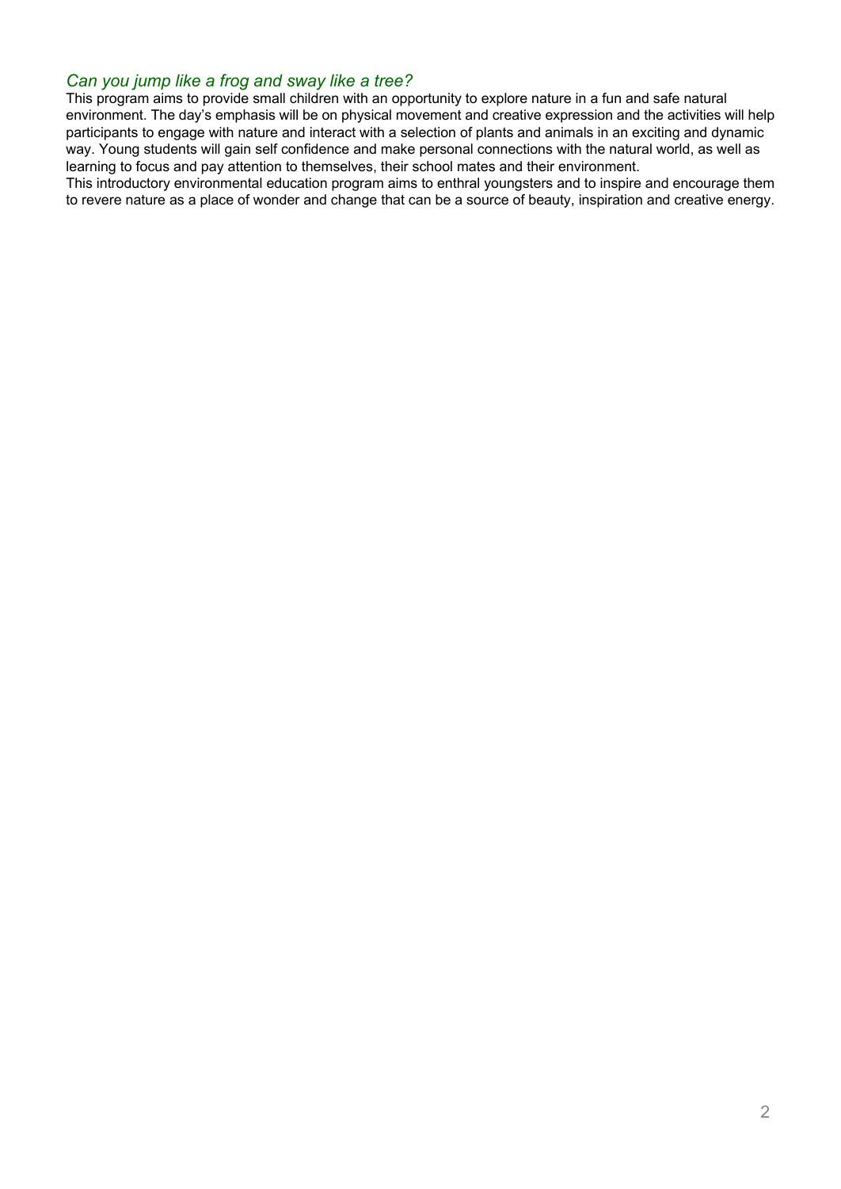### *Can you jump like a frog and sway like a tree?*

This program aims to provide small children with an opportunity to explore nature in a fun and safe natural environment. The day's emphasis will be on physical movement and creative expression and the activities will help participants to engage with nature and interact with a selection of plants and animals in an exciting and dynamic way. Young students will gain self confidence and make personal connections with the natural world, as well as learning to focus and pay attention to themselves, their school mates and their environment.

This introductory environmental education program aims to enthral youngsters and to inspire and encourage them to revere nature as a place of wonder and change that can be a source of beauty, inspiration and creative energy.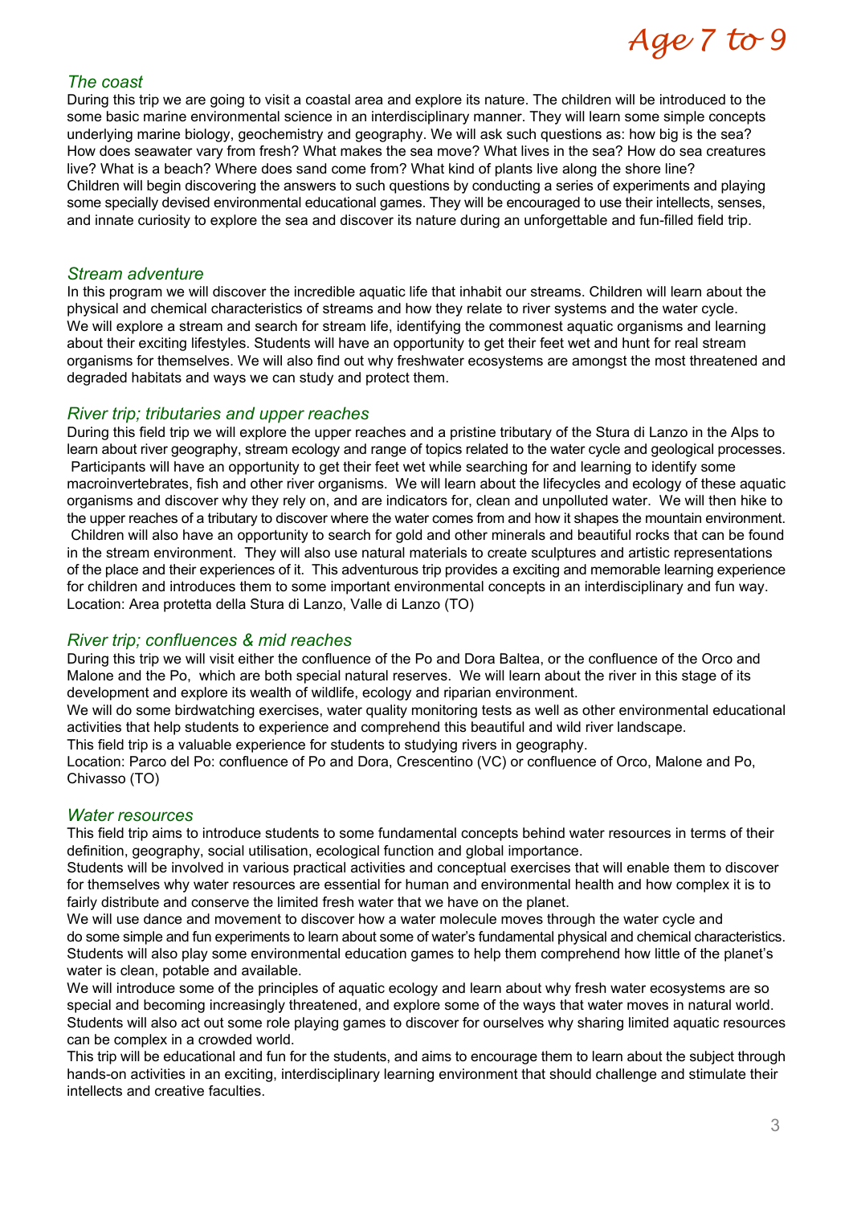# *Age 7 to 9*

### *The coast*

During this trip we are going to visit a coastal area and explore its nature. The children will be introduced to the some basic marine environmental science in an interdisciplinary manner. They will learn some simple concepts underlying marine biology, geochemistry and geography. We will ask such questions as: how big is the sea? How does seawater vary from fresh? What makes the sea move? What lives in the sea? How do sea creatures live? What is a beach? Where does sand come from? What kind of plants live along the shore line? Children will begin discovering the answers to such questions by conducting a series of experiments and playing some specially devised environmental educational games. They will be encouraged to use their intellects, senses, and innate curiosity to explore the sea and discover its nature during an unforgettable and fun-filled field trip.

### *Stream adventure*

In this program we will discover the incredible aquatic life that inhabit our streams. Children will learn about the physical and chemical characteristics of streams and how they relate to river systems and the water cycle. We will explore a stream and search for stream life, identifying the commonest aquatic organisms and learning about their exciting lifestyles. Students will have an opportunity to get their feet wet and hunt for real stream organisms for themselves. We will also find out why freshwater ecosystems are amongst the most threatened and degraded habitats and ways we can study and protect them.

### *River trip; tributaries and upper reaches*

During this field trip we will explore the upper reaches and a pristine tributary of the Stura di Lanzo in the Alps to learn about river geography, stream ecology and range of topics related to the water cycle and geological processes. Participants will have an opportunity to get their feet wet while searching for and learning to identify some macroinvertebrates, fish and other river organisms. We will learn about the lifecycles and ecology of these aquatic organisms and discover why they rely on, and are indicators for, clean and unpolluted water. We will then hike to the upper reaches of a tributary to discover where the water comes from and how it shapes the mountain environment. Children will also have an opportunity to search for gold and other minerals and beautiful rocks that can be found in the stream environment. They will also use natural materials to create sculptures and artistic representations of the place and their experiences of it. This adventurous trip provides a exciting and memorable learning experience for children and introduces them to some important environmental concepts in an interdisciplinary and fun way.
Location: Area protetta della Stura di Lanzo, Valle di Lanzo (TO)

### *River trip; confluences & mid reaches*

During this trip we will visit either the confluence of the Po and Dora Baltea, or the confluence of the Orco and Malone and the Po, which are both special natural reserves. We will learn about the river in this stage of its development and explore its wealth of wildlife, ecology and riparian environment.
We will do some birdwatching exercises, water quality monitoring tests as well as other environmental educational activities that help students to experience and comprehend this beautiful and wild river landscape.
This field trip is a valuable experience for students to studying rivers in geography.
Location: Parco del Po: confluence of Po and Dora, Crescentino (VC) or confluence of Orco, Malone and Po, Chivasso (TO)

### *Water resources*

This field trip aims to introduce students to some fundamental concepts behind water resources in terms of their definition, geography, social utilisation, ecological function and global importance.
Students will be involved in various practical activities and conceptual exercises that will enable them to discover for themselves why water resources are essential for human and environmental health and how complex it is to fairly distribute and conserve the limited fresh water that we have on the planet.
We will use dance and movement to discover how a water molecule moves through the water cycle and do some simple and fun experiments to learn about some of water's fundamental physical and chemical characteristics. Students will also play some environmental education games to help them comprehend how little of the planet's water is clean, potable and available.
We will introduce some of the principles of aquatic ecology and learn about why fresh water ecosystems are so special and becoming increasingly threatened, and explore some of the ways that water moves in natural world. Students will also act out some role playing games to discover for ourselves why sharing limited aquatic resources can be complex in a crowded world.
This trip will be educational and fun for the students, and aims to encourage them to learn about the subject through hands-on activities in an exciting, interdisciplinary learning environment that should challenge and stimulate their intellects and creative faculties.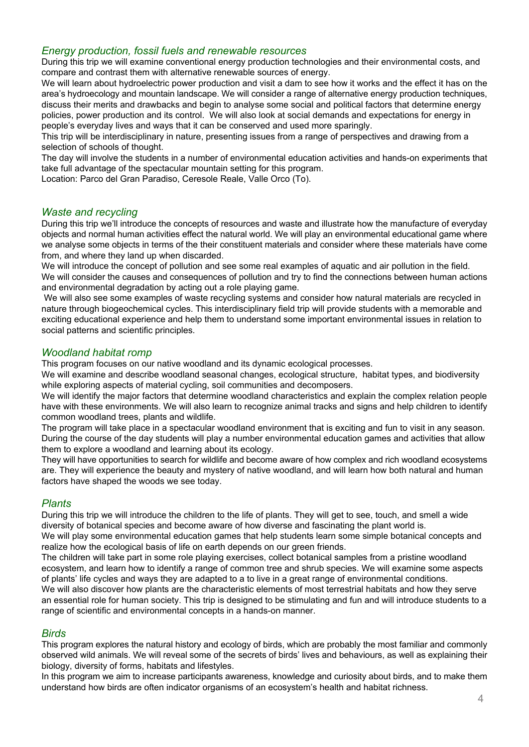### *Energy production, fossil fuels and renewable resources*

During this trip we will examine conventional energy production technologies and their environmental costs, and compare and contrast them with alternative renewable sources of energy.

We will learn about hydroelectric power production and visit a dam to see how it works and the effect it has on the area's hydroecology and mountain landscape. We will consider a range of alternative energy production techniques, discuss their merits and drawbacks and begin to analyse some social and political factors that determine energy policies, power production and its control. We will also look at social demands and expectations for energy in people's everyday lives and ways that it can be conserved and used more sparingly.

This trip will be interdisciplinary in nature, presenting issues from a range of perspectives and drawing from a selection of schools of thought.

The day will involve the students in a number of environmental education activities and hands-on experiments that take full advantage of the spectacular mountain setting for this program.

Location: Parco del Gran Paradiso, Ceresole Reale, Valle Orco (To).

### *Waste and recycling*

During this trip we'll introduce the concepts of resources and waste and illustrate how the manufacture of everyday objects and normal human activities effect the natural world. We will play an environmental educational game where we analyse some objects in terms of the their constituent materials and consider where these materials have come from, and where they land up when discarded.

We will introduce the concept of pollution and see some real examples of aquatic and air pollution in the field. We will consider the causes and consequences of pollution and try to find the connections between human actions and environmental degradation by acting out a role playing game.

We will also see some examples of waste recycling systems and consider how natural materials are recycled in nature through biogeochemical cycles. This interdisciplinary field trip will provide students with a memorable and exciting educational experience and help them to understand some important environmental issues in relation to social patterns and scientific principles.

### *Woodland habitat romp*

This program focuses on our native woodland and its dynamic ecological processes.

We will examine and describe woodland seasonal changes, ecological structure, habitat types, and biodiversity while exploring aspects of material cycling, soil communities and decomposers.

We will identify the major factors that determine woodland characteristics and explain the complex relation people have with these environments. We will also learn to recognize animal tracks and signs and help children to identify common woodland trees, plants and wildlife.

The program will take place in a spectacular woodland environment that is exciting and fun to visit in any season. During the course of the day students will play a number environmental education games and activities that allow them to explore a woodland and learning about its ecology.

They will have opportunities to search for wildlife and become aware of how complex and rich woodland ecosystems are. They will experience the beauty and mystery of native woodland, and will learn how both natural and human factors have shaped the woods we see today.

### *Plants*

During this trip we will introduce the children to the life of plants. They will get to see, touch, and smell a wide diversity of botanical species and become aware of how diverse and fascinating the plant world is.

We will play some environmental education games that help students learn some simple botanical concepts and realize how the ecological basis of life on earth depends on our green friends.

The children will take part in some role playing exercises, collect botanical samples from a pristine woodland ecosystem, and learn how to identify a range of common tree and shrub species. We will examine some aspects of plants' life cycles and ways they are adapted to a to live in a great range of environmental conditions.

We will also discover how plants are the characteristic elements of most terrestrial habitats and how they serve an essential role for human society. This trip is designed to be stimulating and fun and will introduce students to a range of scientific and environmental concepts in a hands-on manner.

### *Birds*

This program explores the natural history and ecology of birds, which are probably the most familiar and commonly observed wild animals. We will reveal some of the secrets of birds' lives and behaviours, as well as explaining their biology, diversity of forms, habitats and lifestyles.

In this program we aim to increase participants awareness, knowledge and curiosity about birds, and to make them understand how birds are often indicator organisms of an ecosystem's health and habitat richness.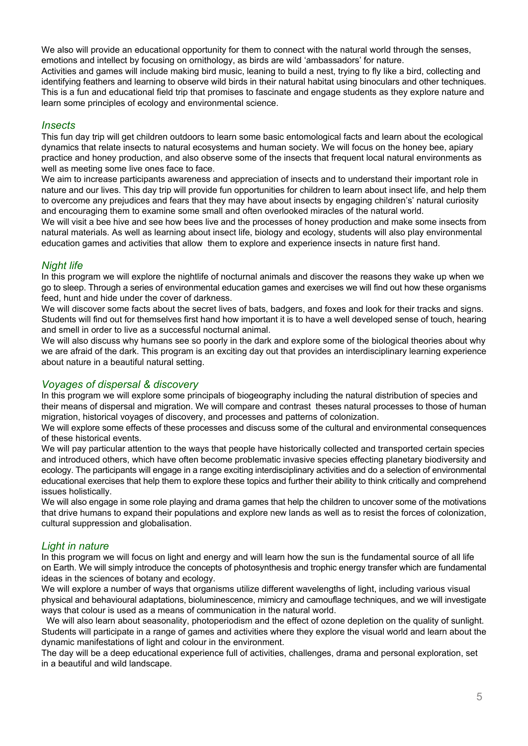We also will provide an educational opportunity for them to connect with the natural world through the senses, emotions and intellect by focusing on ornithology, as birds are wild 'ambassadors' for nature.

Activities and games will include making bird music, leaning to build a nest, trying to fly like a bird, collecting and identifying feathers and learning to observe wild birds in their natural habitat using binoculars and other techniques. This is a fun and educational field trip that promises to fascinate and engage students as they explore nature and learn some principles of ecology and environmental science.

### *Insects*

This fun day trip will get children outdoors to learn some basic entomological facts and learn about the ecological dynamics that relate insects to natural ecosystems and human society. We will focus on the honey bee, apiary practice and honey production, and also observe some of the insects that frequent local natural environments as well as meeting some live ones face to face.

We aim to increase participants awareness and appreciation of insects and to understand their important role in nature and our lives. This day trip will provide fun opportunities for children to learn about insect life, and help them to overcome any prejudices and fears that they may have about insects by engaging children's' natural curiosity and encouraging them to examine some small and often overlooked miracles of the natural world.

We will visit a bee hive and see how bees live and the processes of honey production and make some insects from natural materials. As well as learning about insect life, biology and ecology, students will also play environmental education games and activities that allow them to explore and experience insects in nature first hand.

### *Night life*

In this program we will explore the nightlife of nocturnal animals and discover the reasons they wake up when we go to sleep. Through a series of environmental education games and exercises we will find out how these organisms feed, hunt and hide under the cover of darkness.

We will discover some facts about the secret lives of bats, badgers, and foxes and look for their tracks and signs. Students will find out for themselves first hand how important it is to have a well developed sense of touch, hearing and smell in order to live as a successful nocturnal animal.

We will also discuss why humans see so poorly in the dark and explore some of the biological theories about why we are afraid of the dark. This program is an exciting day out that provides an interdisciplinary learning experience about nature in a beautiful natural setting.

### *Voyages of dispersal & discovery*

In this program we will explore some principals of biogeography including the natural distribution of species and their means of dispersal and migration. We will compare and contrast theses natural processes to those of human migration, historical voyages of discovery, and processes and patterns of colonization.

We will explore some effects of these processes and discuss some of the cultural and environmental consequences of these historical events.

We will pay particular attention to the ways that people have historically collected and transported certain species and introduced others, which have often become problematic invasive species effecting planetary biodiversity and ecology. The participants will engage in a range exciting interdisciplinary activities and do a selection of environmental educational exercises that help them to explore these topics and further their ability to think critically and comprehend issues holistically.

We will also engage in some role playing and drama games that help the children to uncover some of the motivations that drive humans to expand their populations and explore new lands as well as to resist the forces of colonization, cultural suppression and globalisation.

### *Light in nature*

In this program we will focus on light and energy and will learn how the sun is the fundamental source of all life on Earth. We will simply introduce the concepts of photosynthesis and trophic energy transfer which are fundamental ideas in the sciences of botany and ecology.

We will explore a number of ways that organisms utilize different wavelengths of light, including various visual physical and behavioural adaptations, bioluminescence, mimicry and camouflage techniques, and we will investigate ways that colour is used as a means of communication in the natural world.

We will also learn about seasonality, photoperiodism and the effect of ozone depletion on the quality of sunlight. Students will participate in a range of games and activities where they explore the visual world and learn about the dynamic manifestations of light and colour in the environment.

The day will be a deep educational experience full of activities, challenges, drama and personal exploration, set in a beautiful and wild landscape.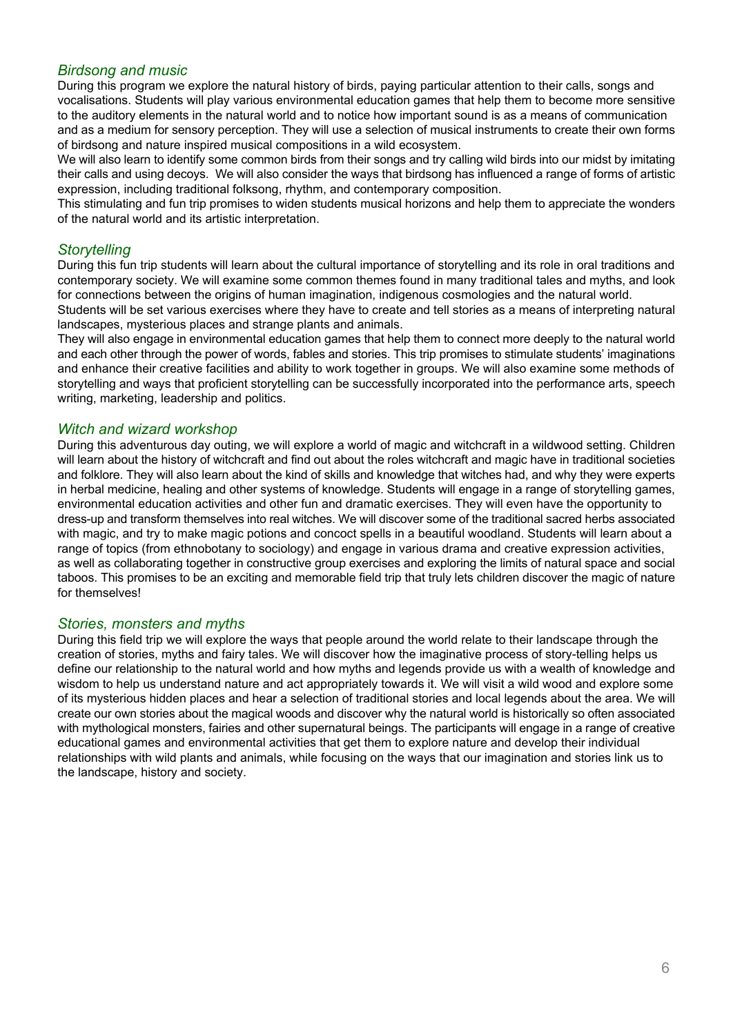### *Birdsong and music*

During this program we explore the natural history of birds, paying particular attention to their calls, songs and vocalisations. Students will play various environmental education games that help them to become more sensitive to the auditory elements in the natural world and to notice how important sound is as a means of communication and as a medium for sensory perception. They will use a selection of musical instruments to create their own forms of birdsong and nature inspired musical compositions in a wild ecosystem.

We will also learn to identify some common birds from their songs and try calling wild birds into our midst by imitating their calls and using decoys. We will also consider the ways that birdsong has influenced a range of forms of artistic expression, including traditional folksong, rhythm, and contemporary composition.

This stimulating and fun trip promises to widen students musical horizons and help them to appreciate the wonders of the natural world and its artistic interpretation.

### *Storytelling*

During this fun trip students will learn about the cultural importance of storytelling and its role in oral traditions and contemporary society. We will examine some common themes found in many traditional tales and myths, and look for connections between the origins of human imagination, indigenous cosmologies and the natural world.

Students will be set various exercises where they have to create and tell stories as a means of interpreting natural landscapes, mysterious places and strange plants and animals.

They will also engage in environmental education games that help them to connect more deeply to the natural world and each other through the power of words, fables and stories. This trip promises to stimulate students' imaginations and enhance their creative facilities and ability to work together in groups. We will also examine some methods of storytelling and ways that proficient storytelling can be successfully incorporated into the performance arts, speech writing, marketing, leadership and politics.

### *Witch and wizard workshop*

During this adventurous day outing, we will explore a world of magic and witchcraft in a wildwood setting. Children will learn about the history of witchcraft and find out about the roles witchcraft and magic have in traditional societies and folklore. They will also learn about the kind of skills and knowledge that witches had, and why they were experts in herbal medicine, healing and other systems of knowledge. Students will engage in a range of storytelling games, environmental education activities and other fun and dramatic exercises. They will even have the opportunity to dress-up and transform themselves into real witches. We will discover some of the traditional sacred herbs associated with magic, and try to make magic potions and concoct spells in a beautiful woodland. Students will learn about a range of topics (from ethnobotany to sociology) and engage in various drama and creative expression activities, as well as collaborating together in constructive group exercises and exploring the limits of natural space and social taboos. This promises to be an exciting and memorable field trip that truly lets children discover the magic of nature for themselves!

### *Stories, monsters and myths*

During this field trip we will explore the ways that people around the world relate to their landscape through the creation of stories, myths and fairy tales. We will discover how the imaginative process of story-telling helps us define our relationship to the natural world and how myths and legends provide us with a wealth of knowledge and wisdom to help us understand nature and act appropriately towards it. We will visit a wild wood and explore some of its mysterious hidden places and hear a selection of traditional stories and local legends about the area. We will create our own stories about the magical woods and discover why the natural world is historically so often associated with mythological monsters, fairies and other supernatural beings. The participants will engage in a range of creative educational games and environmental activities that get them to explore nature and develop their individual relationships with wild plants and animals, while focusing on the ways that our imagination and stories link us to the landscape, history and society.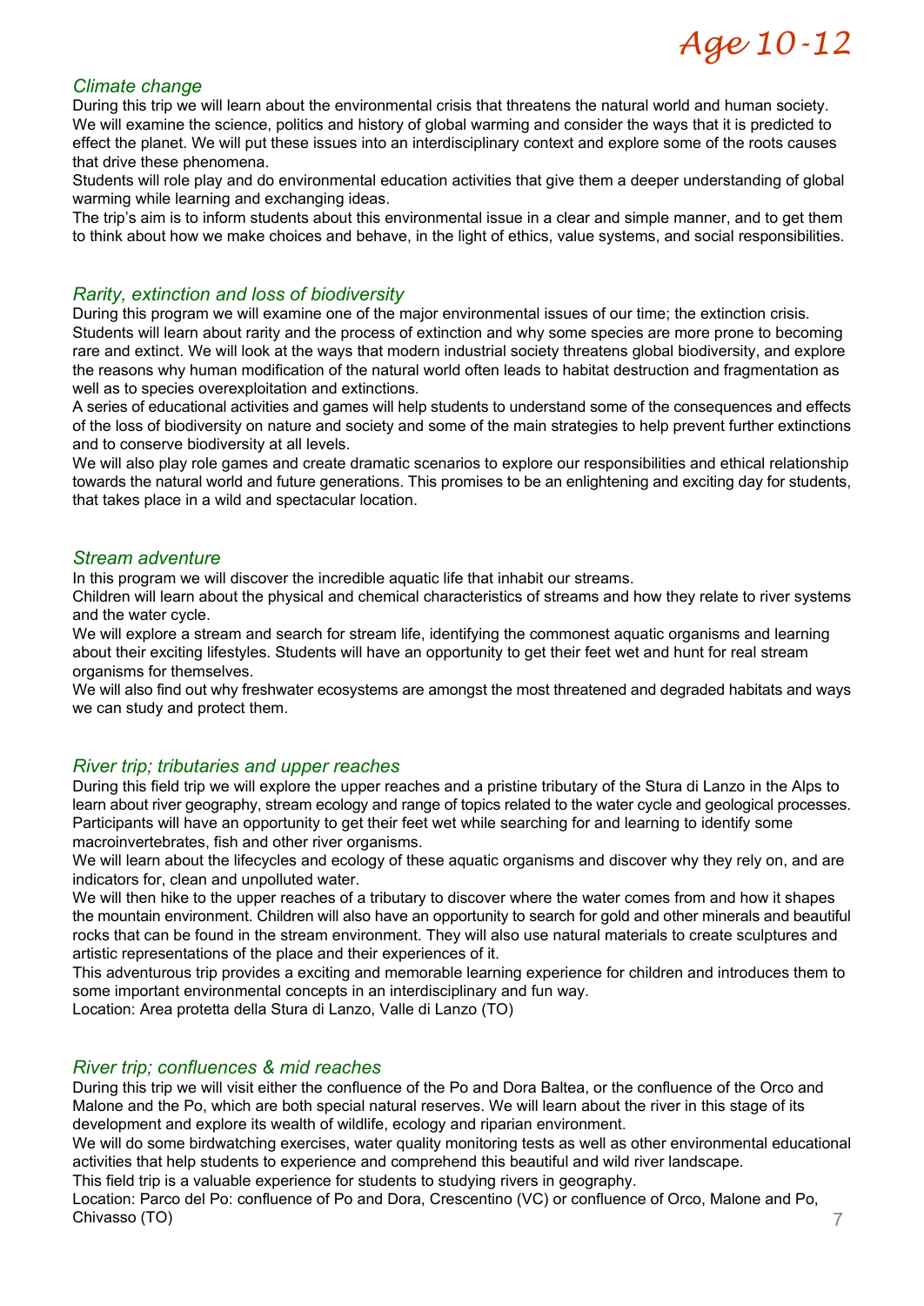# Age 10-12

## *Climate change*

During this trip we will learn about the environmental crisis that threatens the natural world and human society. We will examine the science, politics and history of global warming and consider the ways that it is predicted to effect the planet. We will put these issues into an interdisciplinary context and explore some of the roots causes that drive these phenomena.

Students will role play and do environmental education activities that give them a deeper understanding of global warming while learning and exchanging ideas.

The trip's aim is to inform students about this environmental issue in a clear and simple manner, and to get them to think about how we make choices and behave, in the light of ethics, value systems, and social responsibilities.

## *Rarity, extinction and loss of biodiversity*

During this program we will examine one of the major environmental issues of our time; the extinction crisis. Students will learn about rarity and the process of extinction and why some species are more prone to becoming rare and extinct. We will look at the ways that modern industrial society threatens global biodiversity, and explore the reasons why human modification of the natural world often leads to habitat destruction and fragmentation as well as to species overexploitation and extinctions.

A series of educational activities and games will help students to understand some of the consequences and effects of the loss of biodiversity on nature and society and some of the main strategies to help prevent further extinctions and to conserve biodiversity at all levels.

We will also play role games and create dramatic scenarios to explore our responsibilities and ethical relationship towards the natural world and future generations. This promises to be an enlightening and exciting day for students, that takes place in a wild and spectacular location.

## *Stream adventure*

In this program we will discover the incredible aquatic life that inhabit our streams.

Children will learn about the physical and chemical characteristics of streams and how they relate to river systems and the water cycle.

We will explore a stream and search for stream life, identifying the commonest aquatic organisms and learning about their exciting lifestyles. Students will have an opportunity to get their feet wet and hunt for real stream organisms for themselves.

We will also find out why freshwater ecosystems are amongst the most threatened and degraded habitats and ways we can study and protect them.

## *River trip; tributaries and upper reaches*

During this field trip we will explore the upper reaches and a pristine tributary of the Stura di Lanzo in the Alps to learn about river geography, stream ecology and range of topics related to the water cycle and geological processes. Participants will have an opportunity to get their feet wet while searching for and learning to identify some macroinvertebrates, fish and other river organisms.

We will learn about the lifecycles and ecology of these aquatic organisms and discover why they rely on, and are indicators for, clean and unpolluted water.

We will then hike to the upper reaches of a tributary to discover where the water comes from and how it shapes the mountain environment. Children will also have an opportunity to search for gold and other minerals and beautiful rocks that can be found in the stream environment. They will also use natural materials to create sculptures and artistic representations of the place and their experiences of it.

This adventurous trip provides a exciting and memorable learning experience for children and introduces them to some important environmental concepts in an interdisciplinary and fun way.

Location: Area protetta della Stura di Lanzo, Valle di Lanzo (TO)

## *River trip; confluences & mid reaches*

During this trip we will visit either the confluence of the Po and Dora Baltea, or the confluence of the Orco and Malone and the Po, which are both special natural reserves. We will learn about the river in this stage of its development and explore its wealth of wildlife, ecology and riparian environment.

We will do some birdwatching exercises, water quality monitoring tests as well as other environmental educational activities that help students to experience and comprehend this beautiful and wild river landscape.

This field trip is a valuable experience for students to studying rivers in geography.

Location: Parco del Po: confluence of Po and Dora, Crescentino (VC) or confluence of Orco, Malone and Po, Chivasso (TO)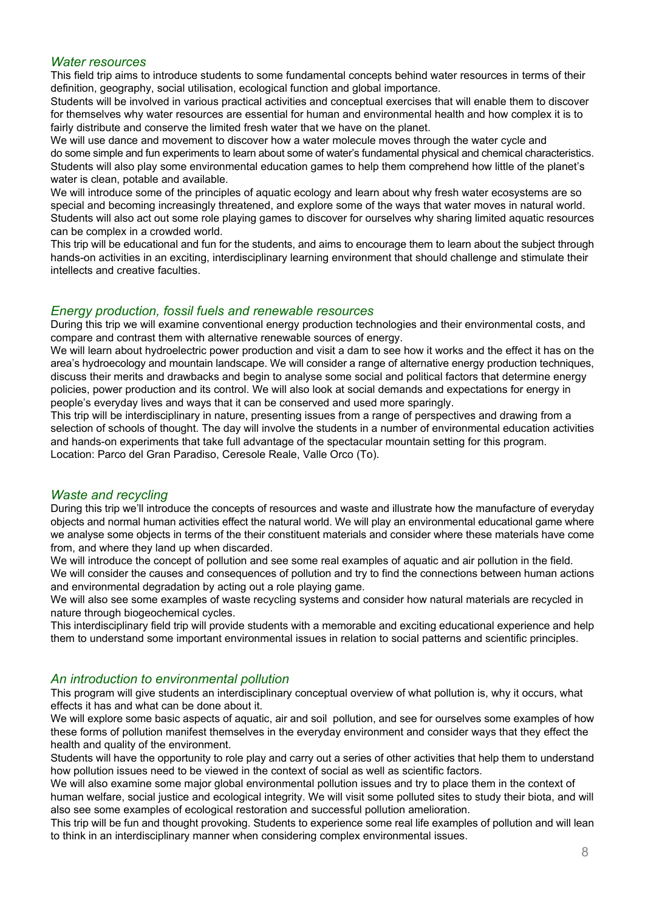## *Water resources*

This field trip aims to introduce students to some fundamental concepts behind water resources in terms of their definition, geography, social utilisation, ecological function and global importance.

Students will be involved in various practical activities and conceptual exercises that will enable them to discover for themselves why water resources are essential for human and environmental health and how complex it is to fairly distribute and conserve the limited fresh water that we have on the planet.

We will use dance and movement to discover how a water molecule moves through the water cycle and do some simple and fun experiments to learn about some of water's fundamental physical and chemical characteristics. Students will also play some environmental education games to help them comprehend how little of the planet's water is clean, potable and available.

We will introduce some of the principles of aquatic ecology and learn about why fresh water ecosystems are so special and becoming increasingly threatened, and explore some of the ways that water moves in natural world. Students will also act out some role playing games to discover for ourselves why sharing limited aquatic resources can be complex in a crowded world.

This trip will be educational and fun for the students, and aims to encourage them to learn about the subject through hands-on activities in an exciting, interdisciplinary learning environment that should challenge and stimulate their intellects and creative faculties.

## *Energy production, fossil fuels and renewable resources*

During this trip we will examine conventional energy production technologies and their environmental costs, and compare and contrast them with alternative renewable sources of energy.

We will learn about hydroelectric power production and visit a dam to see how it works and the effect it has on the area's hydroecology and mountain landscape. We will consider a range of alternative energy production techniques, discuss their merits and drawbacks and begin to analyse some social and political factors that determine energy policies, power production and its control. We will also look at social demands and expectations for energy in people's everyday lives and ways that it can be conserved and used more sparingly.

This trip will be interdisciplinary in nature, presenting issues from a range of perspectives and drawing from a selection of schools of thought. The day will involve the students in a number of environmental education activities and hands-on experiments that take full advantage of the spectacular mountain setting for this program.

Location: Parco del Gran Paradiso, Ceresole Reale, Valle Orco (To).

## *Waste and recycling*

During this trip we'll introduce the concepts of resources and waste and illustrate how the manufacture of everyday objects and normal human activities effect the natural world. We will play an environmental educational game where we analyse some objects in terms of the their constituent materials and consider where these materials have come from, and where they land up when discarded.

We will introduce the concept of pollution and see some real examples of aquatic and air pollution in the field. We will consider the causes and consequences of pollution and try to find the connections between human actions and environmental degradation by acting out a role playing game.

We will also see some examples of waste recycling systems and consider how natural materials are recycled in nature through biogeochemical cycles.

This interdisciplinary field trip will provide students with a memorable and exciting educational experience and help them to understand some important environmental issues in relation to social patterns and scientific principles.

## *An introduction to environmental pollution*

This program will give students an interdisciplinary conceptual overview of what pollution is, why it occurs, what effects it has and what can be done about it.

We will explore some basic aspects of aquatic, air and soil pollution, and see for ourselves some examples of how these forms of pollution manifest themselves in the everyday environment and consider ways that they effect the health and quality of the environment.

Students will have the opportunity to role play and carry out a series of other activities that help them to understand how pollution issues need to be viewed in the context of social as well as scientific factors.

We will also examine some major global environmental pollution issues and try to place them in the context of human welfare, social justice and ecological integrity. We will visit some polluted sites to study their biota, and will also see some examples of ecological restoration and successful pollution amelioration.

This trip will be fun and thought provoking. Students to experience some real life examples of pollution and will lean to think in an interdisciplinary manner when considering complex environmental issues.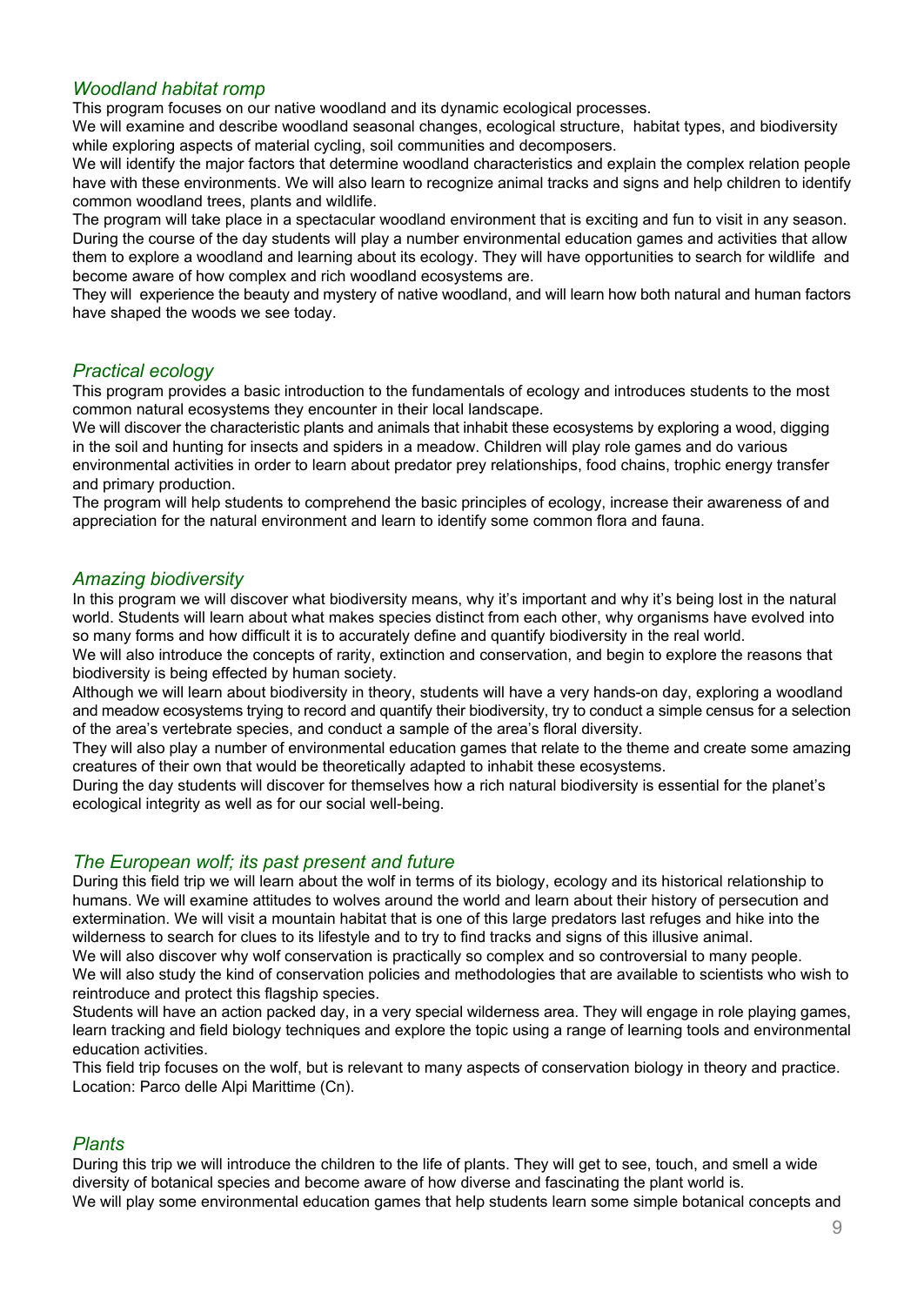### *Woodland habitat romp*

This program focuses on our native woodland and its dynamic ecological processes.
We will examine and describe woodland seasonal changes, ecological structure, habitat types, and biodiversity while exploring aspects of material cycling, soil communities and decomposers.
We will identify the major factors that determine woodland characteristics and explain the complex relation people have with these environments. We will also learn to recognize animal tracks and signs and help children to identify common woodland trees, plants and wildlife.
The program will take place in a spectacular woodland environment that is exciting and fun to visit in any season. During the course of the day students will play a number environmental education games and activities that allow them to explore a woodland and learning about its ecology. They will have opportunities to search for wildlife and become aware of how complex and rich woodland ecosystems are.
They will experience the beauty and mystery of native woodland, and will learn how both natural and human factors have shaped the woods we see today.

### *Practical ecology*

This program provides a basic introduction to the fundamentals of ecology and introduces students to the most common natural ecosystems they encounter in their local landscape.
We will discover the characteristic plants and animals that inhabit these ecosystems by exploring a wood, digging in the soil and hunting for insects and spiders in a meadow. Children will play role games and do various environmental activities in order to learn about predator prey relationships, food chains, trophic energy transfer and primary production.
The program will help students to comprehend the basic principles of ecology, increase their awareness of and appreciation for the natural environment and learn to identify some common flora and fauna.

### *Amazing biodiversity*

In this program we will discover what biodiversity means, why it's important and why it's being lost in the natural world. Students will learn about what makes species distinct from each other, why organisms have evolved into so many forms and how difficult it is to accurately define and quantify biodiversity in the real world.
We will also introduce the concepts of rarity, extinction and conservation, and begin to explore the reasons that biodiversity is being effected by human society.
Although we will learn about biodiversity in theory, students will have a very hands-on day, exploring a woodland and meadow ecosystems trying to record and quantify their biodiversity, try to conduct a simple census for a selection of the area's vertebrate species, and conduct a sample of the area's floral diversity.
They will also play a number of environmental education games that relate to the theme and create some amazing creatures of their own that would be theoretically adapted to inhabit these ecosystems.
During the day students will discover for themselves how a rich natural biodiversity is essential for the planet's ecological integrity as well as for our social well-being.

### *The European wolf; its past present and future*

During this field trip we will learn about the wolf in terms of its biology, ecology and its historical relationship to humans. We will examine attitudes to wolves around the world and learn about their history of persecution and extermination. We will visit a mountain habitat that is one of this large predators last refuges and hike into the wilderness to search for clues to its lifestyle and to try to find tracks and signs of this illusive animal.
We will also discover why wolf conservation is practically so complex and so controversial to many people.
We will also study the kind of conservation policies and methodologies that are available to scientists who wish to reintroduce and protect this flagship species.
Students will have an action packed day, in a very special wilderness area. They will engage in role playing games, learn tracking and field biology techniques and explore the topic using a range of learning tools and environmental education activities.
This field trip focuses on the wolf, but is relevant to many aspects of conservation biology in theory and practice.
Location: Parco delle Alpi Marittime (Cn).

### *Plants*

During this trip we will introduce the children to the life of plants. They will get to see, touch, and smell a wide diversity of botanical species and become aware of how diverse and fascinating the plant world is.
We will play some environmental education games that help students learn some simple botanical concepts and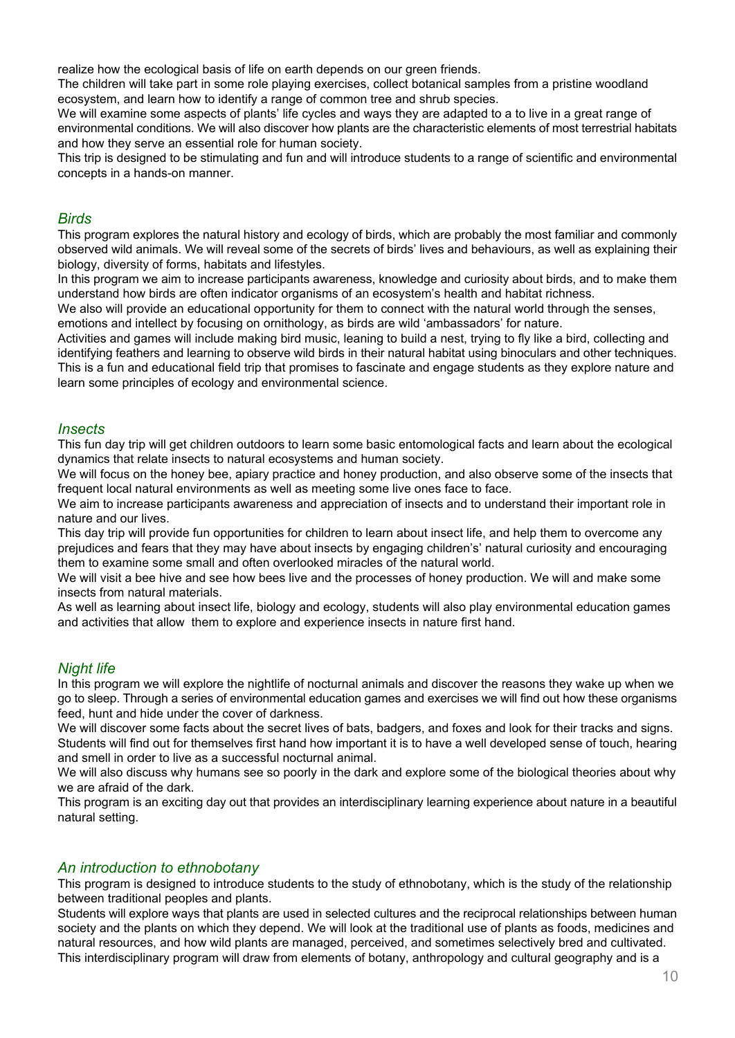realize how the ecological basis of life on earth depends on our green friends.
The children will take part in some role playing exercises, collect botanical samples from a pristine woodland ecosystem, and learn how to identify a range of common tree and shrub species.
We will examine some aspects of plants' life cycles and ways they are adapted to a to live in a great range of environmental conditions. We will also discover how plants are the characteristic elements of most terrestrial habitats and how they serve an essential role for human society.
This trip is designed to be stimulating and fun and will introduce students to a range of scientific and environmental concepts in a hands-on manner.

## *Birds*

This program explores the natural history and ecology of birds, which are probably the most familiar and commonly observed wild animals. We will reveal some of the secrets of birds' lives and behaviours, as well as explaining their biology, diversity of forms, habitats and lifestyles.
In this program we aim to increase participants awareness, knowledge and curiosity about birds, and to make them understand how birds are often indicator organisms of an ecosystem's health and habitat richness.
We also will provide an educational opportunity for them to connect with the natural world through the senses, emotions and intellect by focusing on ornithology, as birds are wild 'ambassadors' for nature.
Activities and games will include making bird music, leaning to build a nest, trying to fly like a bird, collecting and identifying feathers and learning to observe wild birds in their natural habitat using binoculars and other techniques.
This is a fun and educational field trip that promises to fascinate and engage students as they explore nature and learn some principles of ecology and environmental science.

## *Insects*

This fun day trip will get children outdoors to learn some basic entomological facts and learn about the ecological dynamics that relate insects to natural ecosystems and human society.
We will focus on the honey bee, apiary practice and honey production, and also observe some of the insects that frequent local natural environments as well as meeting some live ones face to face.
We aim to increase participants awareness and appreciation of insects and to understand their important role in nature and our lives.
This day trip will provide fun opportunities for children to learn about insect life, and help them to overcome any prejudices and fears that they may have about insects by engaging children's' natural curiosity and encouraging them to examine some small and often overlooked miracles of the natural world.
We will visit a bee hive and see how bees live and the processes of honey production. We will and make some insects from natural materials.
As well as learning about insect life, biology and ecology, students will also play environmental education games and activities that allow them to explore and experience insects in nature first hand.

## *Night life*

In this program we will explore the nightlife of nocturnal animals and discover the reasons they wake up when we go to sleep. Through a series of environmental education games and exercises we will find out how these organisms feed, hunt and hide under the cover of darkness.
We will discover some facts about the secret lives of bats, badgers, and foxes and look for their tracks and signs.
Students will find out for themselves first hand how important it is to have a well developed sense of touch, hearing and smell in order to live as a successful nocturnal animal.
We will also discuss why humans see so poorly in the dark and explore some of the biological theories about why we are afraid of the dark.
This program is an exciting day out that provides an interdisciplinary learning experience about nature in a beautiful natural setting.

## *An introduction to ethnobotany*

This program is designed to introduce students to the study of ethnobotany, which is the study of the relationship between traditional peoples and plants.
Students will explore ways that plants are used in selected cultures and the reciprocal relationships between human society and the plants on which they depend. We will look at the traditional use of plants as foods, medicines and natural resources, and how wild plants are managed, perceived, and sometimes selectively bred and cultivated.
This interdisciplinary program will draw from elements of botany, anthropology and cultural geography and is a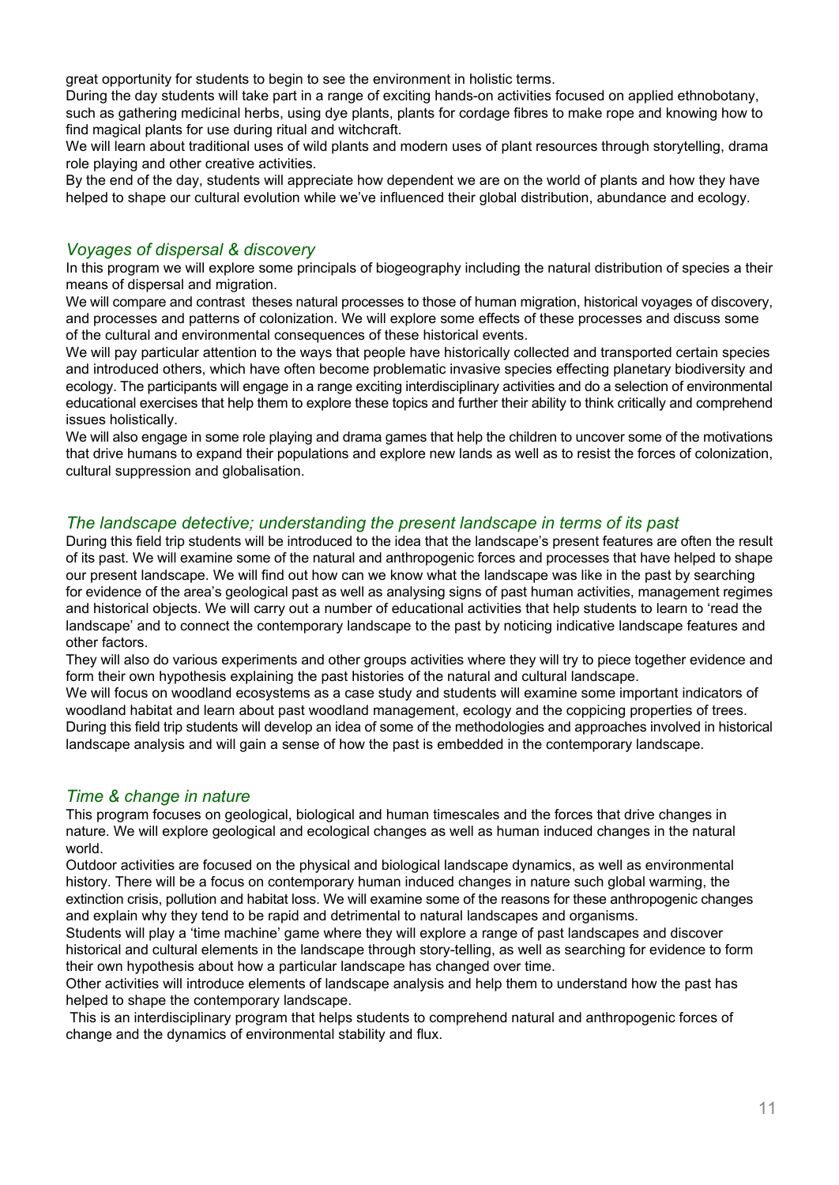great opportunity for students to begin to see the environment in holistic terms.
During the day students will take part in a range of exciting hands-on activities focused on applied ethnobotany, such as gathering medicinal herbs, using dye plants, plants for cordage fibres to make rope and knowing how to find magical plants for use during ritual and witchcraft.
We will learn about traditional uses of wild plants and modern uses of plant resources through storytelling, drama role playing and other creative activities.
By the end of the day, students will appreciate how dependent we are on the world of plants and how they have helped to shape our cultural evolution while we've influenced their global distribution, abundance and ecology.

## *Voyages of dispersal & discovery*

In this program we will explore some principals of biogeography including the natural distribution of species a their means of dispersal and migration.
We will compare and contrast theses natural processes to those of human migration, historical voyages of discovery, and processes and patterns of colonization. We will explore some effects of these processes and discuss some of the cultural and environmental consequences of these historical events.
We will pay particular attention to the ways that people have historically collected and transported certain species and introduced others, which have often become problematic invasive species effecting planetary biodiversity and ecology. The participants will engage in a range exciting interdisciplinary activities and do a selection of environmental educational exercises that help them to explore these topics and further their ability to think critically and comprehend issues holistically.
We will also engage in some role playing and drama games that help the children to uncover some of the motivations that drive humans to expand their populations and explore new lands as well as to resist the forces of colonization, cultural suppression and globalisation.

## *The landscape detective; understanding the present landscape in terms of its past*

During this field trip students will be introduced to the idea that the landscape's present features are often the result of its past. We will examine some of the natural and anthropogenic forces and processes that have helped to shape our present landscape. We will find out how can we know what the landscape was like in the past by searching for evidence of the area's geological past as well as analysing signs of past human activities, management regimes and historical objects. We will carry out a number of educational activities that help students to learn to 'read the landscape' and to connect the contemporary landscape to the past by noticing indicative landscape features and other factors.
They will also do various experiments and other groups activities where they will try to piece together evidence and form their own hypothesis explaining the past histories of the natural and cultural landscape.
We will focus on woodland ecosystems as a case study and students will examine some important indicators of woodland habitat and learn about past woodland management, ecology and the coppicing properties of trees.
During this field trip students will develop an idea of some of the methodologies and approaches involved in historical landscape analysis and will gain a sense of how the past is embedded in the contemporary landscape.

## *Time & change in nature*

This program focuses on geological, biological and human timescales and the forces that drive changes in nature. We will explore geological and ecological changes as well as human induced changes in the natural world.
Outdoor activities are focused on the physical and biological landscape dynamics, as well as environmental history. There will be a focus on contemporary human induced changes in nature such global warming, the extinction crisis, pollution and habitat loss. We will examine some of the reasons for these anthropogenic changes and explain why they tend to be rapid and detrimental to natural landscapes and organisms.
Students will play a 'time machine' game where they will explore a range of past landscapes and discover historical and cultural elements in the landscape through story-telling, as well as searching for evidence to form their own hypothesis about how a particular landscape has changed over time.
Other activities will introduce elements of landscape analysis and help them to understand how the past has helped to shape the contemporary landscape.
This is an interdisciplinary program that helps students to comprehend natural and anthropogenic forces of change and the dynamics of environmental stability and flux.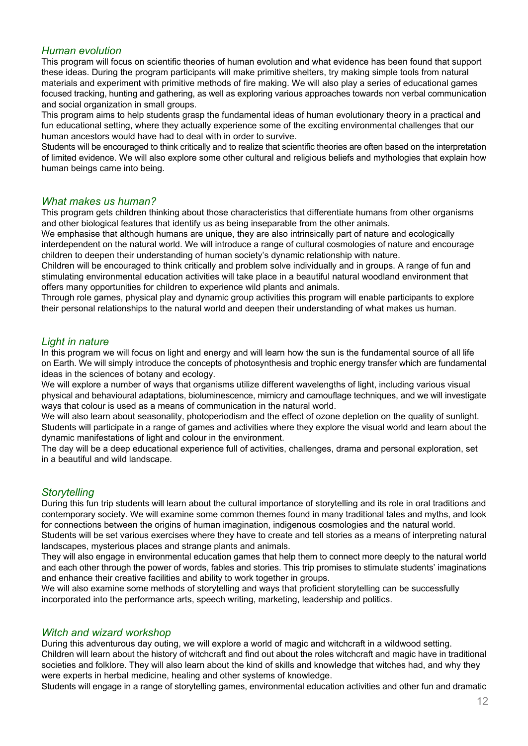### *Human evolution*

This program will focus on scientific theories of human evolution and what evidence has been found that support these ideas. During the program participants will make primitive shelters, try making simple tools from natural materials and experiment with primitive methods of fire making. We will also play a series of educational games focused tracking, hunting and gathering, as well as exploring various approaches towards non verbal communication and social organization in small groups.

This program aims to help students grasp the fundamental ideas of human evolutionary theory in a practical and fun educational setting, where they actually experience some of the exciting environmental challenges that our human ancestors would have had to deal with in order to survive.

Students will be encouraged to think critically and to realize that scientific theories are often based on the interpretation of limited evidence. We will also explore some other cultural and religious beliefs and mythologies that explain how human beings came into being.

### *What makes us human?*

This program gets children thinking about those characteristics that differentiate humans from other organisms and other biological features that identify us as being inseparable from the other animals.

We emphasise that although humans are unique, they are also intrinsically part of nature and ecologically interdependent on the natural world. We will introduce a range of cultural cosmologies of nature and encourage children to deepen their understanding of human society's dynamic relationship with nature.

Children will be encouraged to think critically and problem solve individually and in groups. A range of fun and stimulating environmental education activities will take place in a beautiful natural woodland environment that offers many opportunities for children to experience wild plants and animals.

Through role games, physical play and dynamic group activities this program will enable participants to explore their personal relationships to the natural world and deepen their understanding of what makes us human.

### *Light in nature*

In this program we will focus on light and energy and will learn how the sun is the fundamental source of all life on Earth. We will simply introduce the concepts of photosynthesis and trophic energy transfer which are fundamental ideas in the sciences of botany and ecology.

We will explore a number of ways that organisms utilize different wavelengths of light, including various visual physical and behavioural adaptations, bioluminescence, mimicry and camouflage techniques, and we will investigate ways that colour is used as a means of communication in the natural world.

We will also learn about seasonality, photoperiodism and the effect of ozone depletion on the quality of sunlight.

Students will participate in a range of games and activities where they explore the visual world and learn about the dynamic manifestations of light and colour in the environment.

The day will be a deep educational experience full of activities, challenges, drama and personal exploration, set in a beautiful and wild landscape.

### *Storytelling*

During this fun trip students will learn about the cultural importance of storytelling and its role in oral traditions and contemporary society. We will examine some common themes found in many traditional tales and myths, and look for connections between the origins of human imagination, indigenous cosmologies and the natural world.

Students will be set various exercises where they have to create and tell stories as a means of interpreting natural landscapes, mysterious places and strange plants and animals.

They will also engage in environmental education games that help them to connect more deeply to the natural world and each other through the power of words, fables and stories. This trip promises to stimulate students' imaginations and enhance their creative facilities and ability to work together in groups.

We will also examine some methods of storytelling and ways that proficient storytelling can be successfully incorporated into the performance arts, speech writing, marketing, leadership and politics.

### *Witch and wizard workshop*

During this adventurous day outing, we will explore a world of magic and witchcraft in a wildwood setting. Children will learn about the history of witchcraft and find out about the roles witchcraft and magic have in traditional societies and folklore. They will also learn about the kind of skills and knowledge that witches had, and why they were experts in herbal medicine, healing and other systems of knowledge.

Students will engage in a range of storytelling games, environmental education activities and other fun and dramatic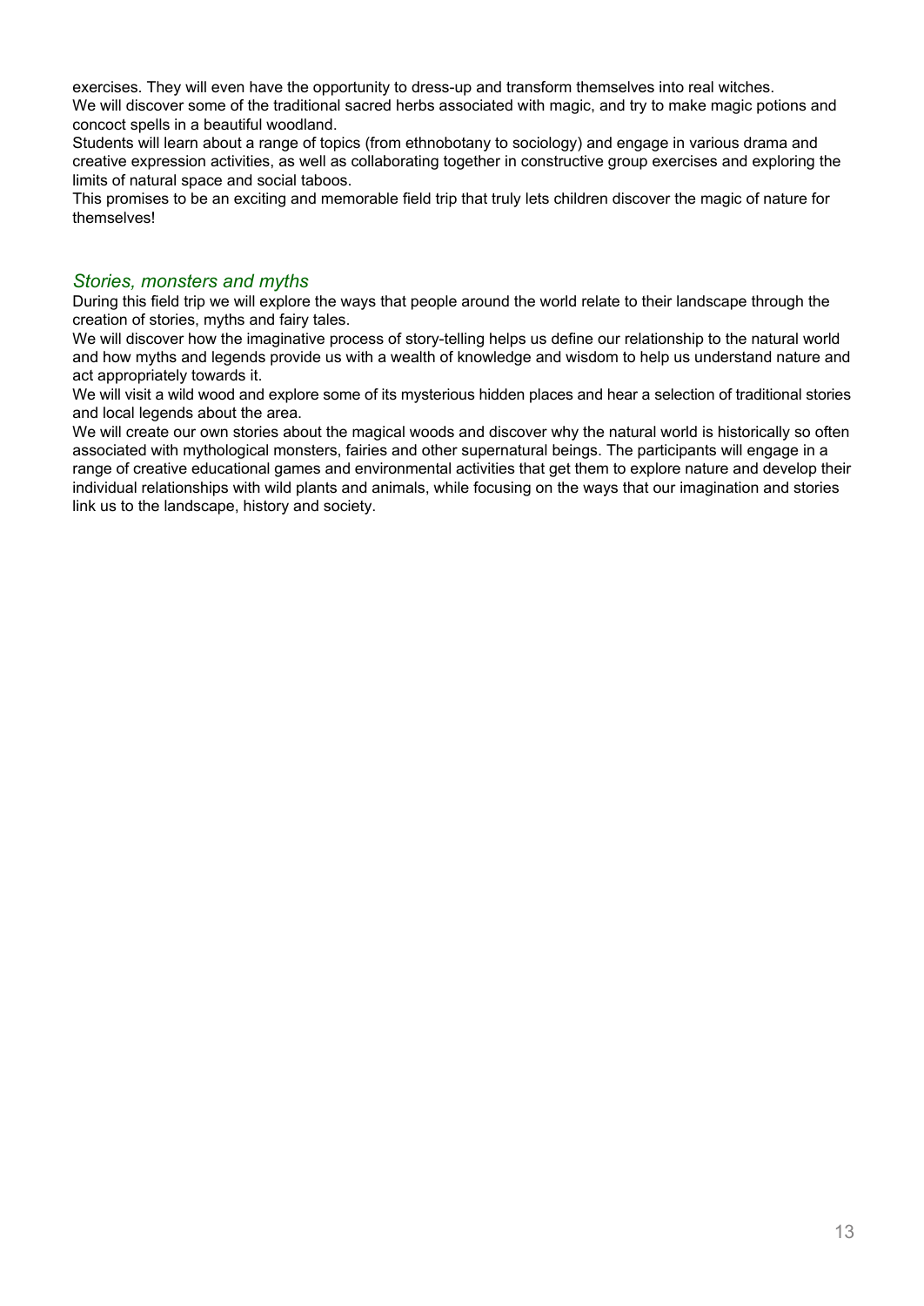exercises. They will even have the opportunity to dress-up and transform themselves into real witches.
We will discover some of the traditional sacred herbs associated with magic, and try to make magic potions and concoct spells in a beautiful woodland.
Students will learn about a range of topics (from ethnobotany to sociology) and engage in various drama and creative expression activities, as well as collaborating together in constructive group exercises and exploring the limits of natural space and social taboos.
This promises to be an exciting and memorable field trip that truly lets children discover the magic of nature for themselves!

### *Stories, monsters and myths*

During this field trip we will explore the ways that people around the world relate to their landscape through the creation of stories, myths and fairy tales.
We will discover how the imaginative process of story-telling helps us define our relationship to the natural world and how myths and legends provide us with a wealth of knowledge and wisdom to help us understand nature and act appropriately towards it.
We will visit a wild wood and explore some of its mysterious hidden places and hear a selection of traditional stories and local legends about the area.
We will create our own stories about the magical woods and discover why the natural world is historically so often associated with mythological monsters, fairies and other supernatural beings. The participants will engage in a range of creative educational games and environmental activities that get them to explore nature and develop their individual relationships with wild plants and animals, while focusing on the ways that our imagination and stories link us to the landscape, history and society.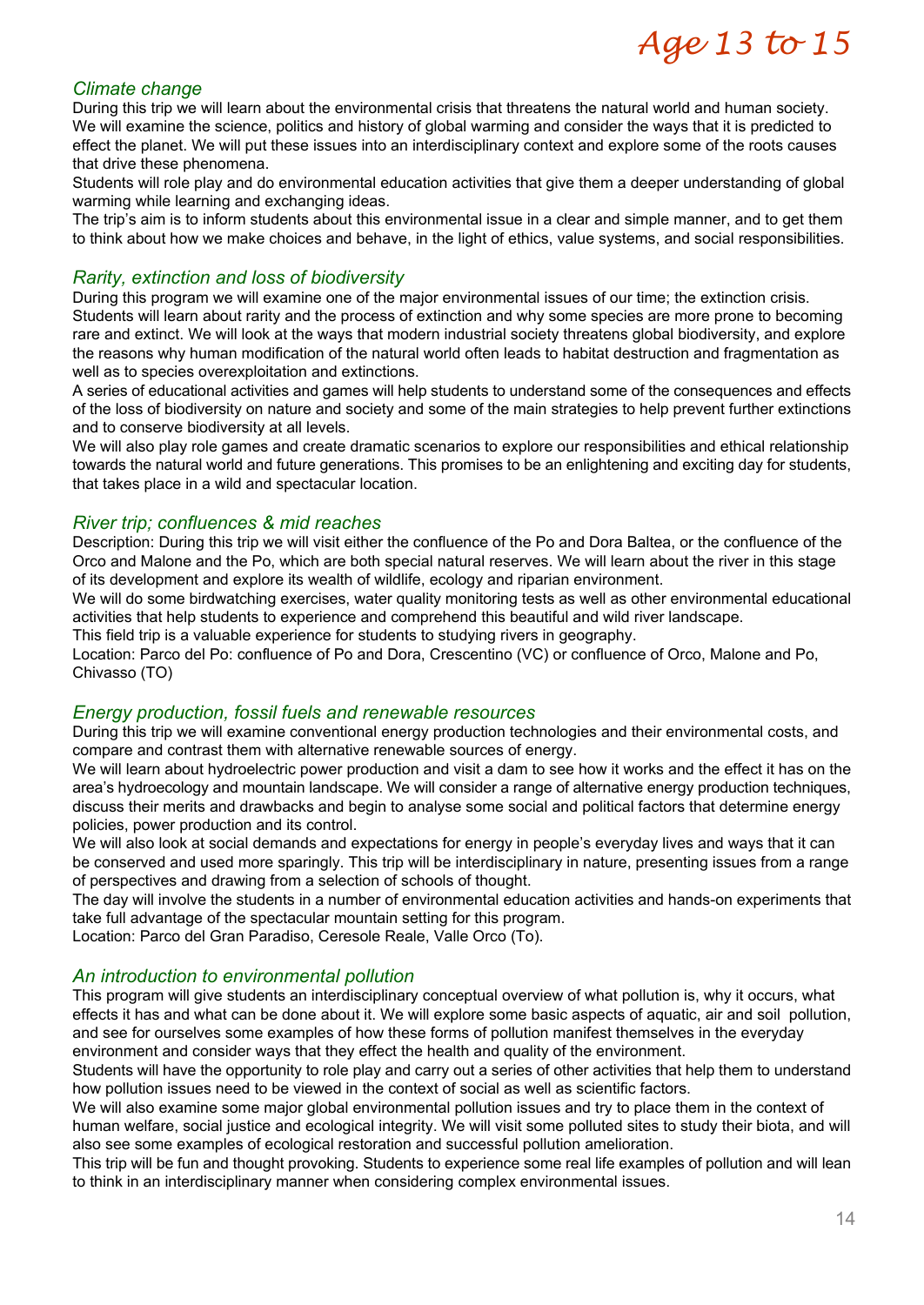# *Age 13 to 15*

## *Climate change*

During this trip we will learn about the environmental crisis that threatens the natural world and human society. We will examine the science, politics and history of global warming and consider the ways that it is predicted to effect the planet. We will put these issues into an interdisciplinary context and explore some of the roots causes that drive these phenomena.

Students will role play and do environmental education activities that give them a deeper understanding of global warming while learning and exchanging ideas.

The trip's aim is to inform students about this environmental issue in a clear and simple manner, and to get them to think about how we make choices and behave, in the light of ethics, value systems, and social responsibilities.

## *Rarity, extinction and loss of biodiversity*

During this program we will examine one of the major environmental issues of our time; the extinction crisis. Students will learn about rarity and the process of extinction and why some species are more prone to becoming rare and extinct. We will look at the ways that modern industrial society threatens global biodiversity, and explore the reasons why human modification of the natural world often leads to habitat destruction and fragmentation as well as to species overexploitation and extinctions.

A series of educational activities and games will help students to understand some of the consequences and effects of the loss of biodiversity on nature and society and some of the main strategies to help prevent further extinctions and to conserve biodiversity at all levels.

We will also play role games and create dramatic scenarios to explore our responsibilities and ethical relationship towards the natural world and future generations. This promises to be an enlightening and exciting day for students, that takes place in a wild and spectacular location.

## *River trip; confluences & mid reaches*

Description: During this trip we will visit either the confluence of the Po and Dora Baltea, or the confluence of the Orco and Malone and the Po, which are both special natural reserves. We will learn about the river in this stage of its development and explore its wealth of wildlife, ecology and riparian environment.

We will do some birdwatching exercises, water quality monitoring tests as well as other environmental educational activities that help students to experience and comprehend this beautiful and wild river landscape.

This field trip is a valuable experience for students to studying rivers in geography.

Location: Parco del Po: confluence of Po and Dora, Crescentino (VC) or confluence of Orco, Malone and Po, Chivasso (TO)

## *Energy production, fossil fuels and renewable resources*

During this trip we will examine conventional energy production technologies and their environmental costs, and compare and contrast them with alternative renewable sources of energy.

We will learn about hydroelectric power production and visit a dam to see how it works and the effect it has on the area's hydroecology and mountain landscape. We will consider a range of alternative energy production techniques, discuss their merits and drawbacks and begin to analyse some social and political factors that determine energy policies, power production and its control.

We will also look at social demands and expectations for energy in people's everyday lives and ways that it can be conserved and used more sparingly. This trip will be interdisciplinary in nature, presenting issues from a range of perspectives and drawing from a selection of schools of thought.

The day will involve the students in a number of environmental education activities and hands-on experiments that take full advantage of the spectacular mountain setting for this program.

Location: Parco del Gran Paradiso, Ceresole Reale, Valle Orco (To).

## *An introduction to environmental pollution*

This program will give students an interdisciplinary conceptual overview of what pollution is, why it occurs, what effects it has and what can be done about it. We will explore some basic aspects of aquatic, air and soil pollution, and see for ourselves some examples of how these forms of pollution manifest themselves in the everyday environment and consider ways that they effect the health and quality of the environment.

Students will have the opportunity to role play and carry out a series of other activities that help them to understand how pollution issues need to be viewed in the context of social as well as scientific factors.

We will also examine some major global environmental pollution issues and try to place them in the context of human welfare, social justice and ecological integrity. We will visit some polluted sites to study their biota, and will also see some examples of ecological restoration and successful pollution amelioration.

This trip will be fun and thought provoking. Students to experience some real life examples of pollution and will lean to think in an interdisciplinary manner when considering complex environmental issues.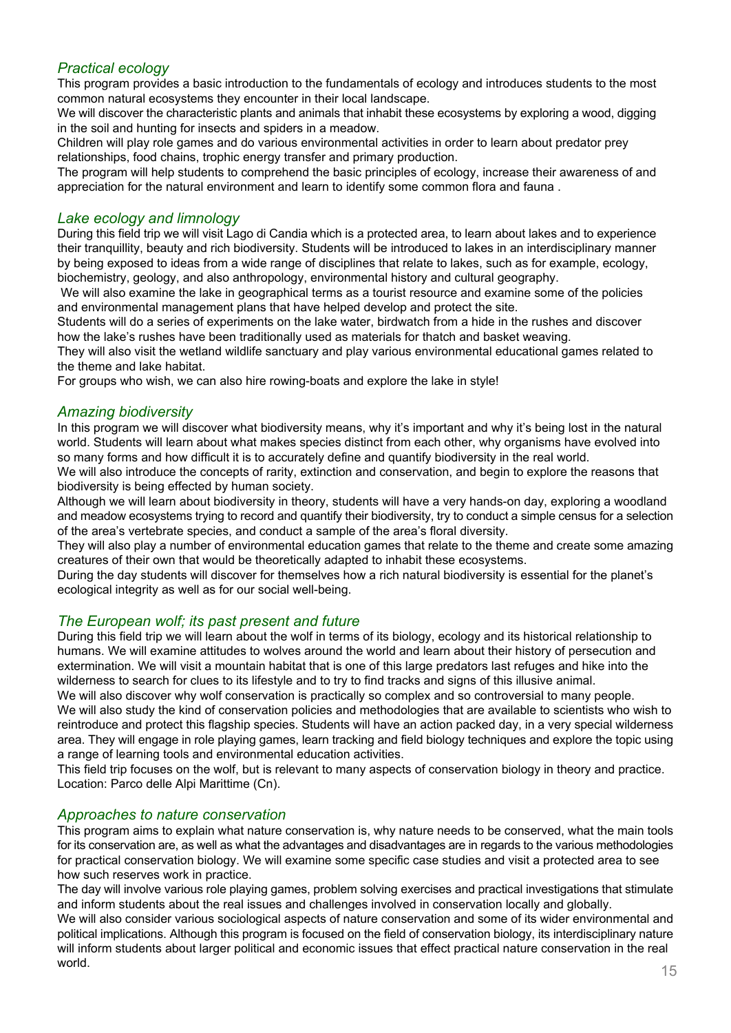## *Practical ecology*

This program provides a basic introduction to the fundamentals of ecology and introduces students to the most common natural ecosystems they encounter in their local landscape.

We will discover the characteristic plants and animals that inhabit these ecosystems by exploring a wood, digging in the soil and hunting for insects and spiders in a meadow.

Children will play role games and do various environmental activities in order to learn about predator prey relationships, food chains, trophic energy transfer and primary production.

The program will help students to comprehend the basic principles of ecology, increase their awareness of and appreciation for the natural environment and learn to identify some common flora and fauna .

## *Lake ecology and limnology*

During this field trip we will visit Lago di Candia which is a protected area, to learn about lakes and to experience their tranquillity, beauty and rich biodiversity. Students will be introduced to lakes in an interdisciplinary manner by being exposed to ideas from a wide range of disciplines that relate to lakes, such as for example, ecology, biochemistry, geology, and also anthropology, environmental history and cultural geography.

We will also examine the lake in geographical terms as a tourist resource and examine some of the policies and environmental management plans that have helped develop and protect the site.

Students will do a series of experiments on the lake water, birdwatch from a hide in the rushes and discover how the lake's rushes have been traditionally used as materials for thatch and basket weaving.

They will also visit the wetland wildlife sanctuary and play various environmental educational games related to the theme and lake habitat.

For groups who wish, we can also hire rowing-boats and explore the lake in style!

## *Amazing biodiversity*

In this program we will discover what biodiversity means, why it's important and why it's being lost in the natural world. Students will learn about what makes species distinct from each other, why organisms have evolved into so many forms and how difficult it is to accurately define and quantify biodiversity in the real world.

We will also introduce the concepts of rarity, extinction and conservation, and begin to explore the reasons that biodiversity is being effected by human society.

Although we will learn about biodiversity in theory, students will have a very hands-on day, exploring a woodland and meadow ecosystems trying to record and quantify their biodiversity, try to conduct a simple census for a selection of the area's vertebrate species, and conduct a sample of the area's floral diversity.

They will also play a number of environmental education games that relate to the theme and create some amazing creatures of their own that would be theoretically adapted to inhabit these ecosystems.

During the day students will discover for themselves how a rich natural biodiversity is essential for the planet's ecological integrity as well as for our social well-being.

## *The European wolf; its past present and future*

During this field trip we will learn about the wolf in terms of its biology, ecology and its historical relationship to humans. We will examine attitudes to wolves around the world and learn about their history of persecution and extermination. We will visit a mountain habitat that is one of this large predators last refuges and hike into the wilderness to search for clues to its lifestyle and to try to find tracks and signs of this illusive animal.

We will also discover why wolf conservation is practically so complex and so controversial to many people.

We will also study the kind of conservation policies and methodologies that are available to scientists who wish to reintroduce and protect this flagship species. Students will have an action packed day, in a very special wilderness area. They will engage in role playing games, learn tracking and field biology techniques and explore the topic using a range of learning tools and environmental education activities.

This field trip focuses on the wolf, but is relevant to many aspects of conservation biology in theory and practice.

Location: Parco delle Alpi Marittime (Cn).

## *Approaches to nature conservation*

This program aims to explain what nature conservation is, why nature needs to be conserved, what the main tools for its conservation are, as well as what the advantages and disadvantages are in regards to the various methodologies for practical conservation biology. We will examine some specific case studies and visit a protected area to see how such reserves work in practice.

The day will involve various role playing games, problem solving exercises and practical investigations that stimulate and inform students about the real issues and challenges involved in conservation locally and globally.

We will also consider various sociological aspects of nature conservation and some of its wider environmental and political implications. Although this program is focused on the field of conservation biology, its interdisciplinary nature will inform students about larger political and economic issues that effect practical nature conservation in the real world.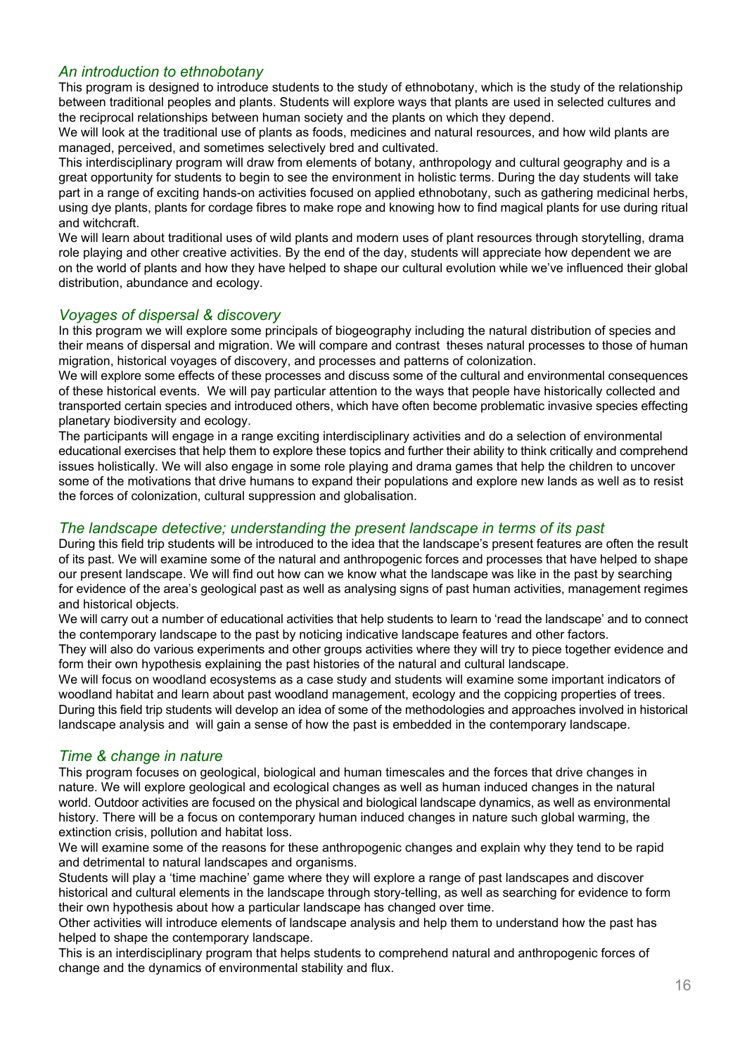### *An introduction to ethnobotany*

This program is designed to introduce students to the study of ethnobotany, which is the study of the relationship between traditional peoples and plants. Students will explore ways that plants are used in selected cultures and the reciprocal relationships between human society and the plants on which they depend.

We will look at the traditional use of plants as foods, medicines and natural resources, and how wild plants are managed, perceived, and sometimes selectively bred and cultivated.

This interdisciplinary program will draw from elements of botany, anthropology and cultural geography and is a great opportunity for students to begin to see the environment in holistic terms. During the day students will take part in a range of exciting hands-on activities focused on applied ethnobotany, such as gathering medicinal herbs, using dye plants, plants for cordage fibres to make rope and knowing how to find magical plants for use during ritual and witchcraft.

We will learn about traditional uses of wild plants and modern uses of plant resources through storytelling, drama role playing and other creative activities. By the end of the day, students will appreciate how dependent we are on the world of plants and how they have helped to shape our cultural evolution while we've influenced their global distribution, abundance and ecology.

### *Voyages of dispersal & discovery*

In this program we will explore some principals of biogeography including the natural distribution of species and their means of dispersal and migration. We will compare and contrast theses natural processes to those of human migration, historical voyages of discovery, and processes and patterns of colonization.

We will explore some effects of these processes and discuss some of the cultural and environmental consequences of these historical events. We will pay particular attention to the ways that people have historically collected and transported certain species and introduced others, which have often become problematic invasive species effecting planetary biodiversity and ecology.

The participants will engage in a range exciting interdisciplinary activities and do a selection of environmental educational exercises that help them to explore these topics and further their ability to think critically and comprehend issues holistically. We will also engage in some role playing and drama games that help the children to uncover some of the motivations that drive humans to expand their populations and explore new lands as well as to resist the forces of colonization, cultural suppression and globalisation.

### *The landscape detective; understanding the present landscape in terms of its past*

During this field trip students will be introduced to the idea that the landscape's present features are often the result of its past. We will examine some of the natural and anthropogenic forces and processes that have helped to shape our present landscape. We will find out how can we know what the landscape was like in the past by searching for evidence of the area's geological past as well as analysing signs of past human activities, management regimes and historical objects.

We will carry out a number of educational activities that help students to learn to 'read the landscape' and to connect the contemporary landscape to the past by noticing indicative landscape features and other factors.

They will also do various experiments and other groups activities where they will try to piece together evidence and form their own hypothesis explaining the past histories of the natural and cultural landscape.

We will focus on woodland ecosystems as a case study and students will examine some important indicators of woodland habitat and learn about past woodland management, ecology and the coppicing properties of trees.

During this field trip students will develop an idea of some of the methodologies and approaches involved in historical landscape analysis and will gain a sense of how the past is embedded in the contemporary landscape.

### *Time & change in nature*

This program focuses on geological, biological and human timescales and the forces that drive changes in nature. We will explore geological and ecological changes as well as human induced changes in the natural world. Outdoor activities are focused on the physical and biological landscape dynamics, as well as environmental history. There will be a focus on contemporary human induced changes in nature such global warming, the extinction crisis, pollution and habitat loss.

We will examine some of the reasons for these anthropogenic changes and explain why they tend to be rapid and detrimental to natural landscapes and organisms.

Students will play a 'time machine' game where they will explore a range of past landscapes and discover historical and cultural elements in the landscape through story-telling, as well as searching for evidence to form their own hypothesis about how a particular landscape has changed over time.

Other activities will introduce elements of landscape analysis and help them to understand how the past has helped to shape the contemporary landscape.

This is an interdisciplinary program that helps students to comprehend natural and anthropogenic forces of change and the dynamics of environmental stability and flux.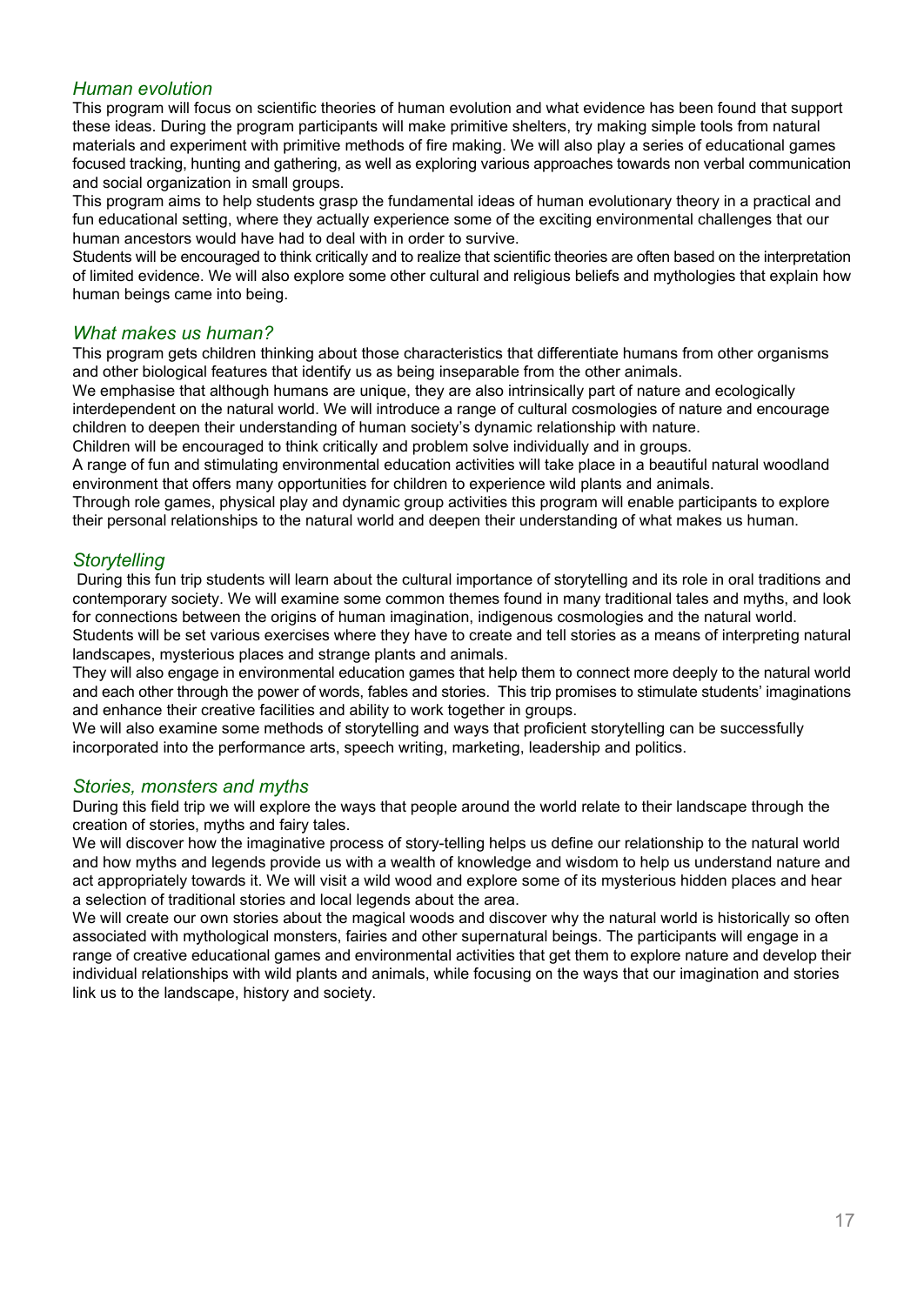### *Human evolution*

This program will focus on scientific theories of human evolution and what evidence has been found that support these ideas. During the program participants will make primitive shelters, try making simple tools from natural materials and experiment with primitive methods of fire making. We will also play a series of educational games focused tracking, hunting and gathering, as well as exploring various approaches towards non verbal communication and social organization in small groups.

This program aims to help students grasp the fundamental ideas of human evolutionary theory in a practical and fun educational setting, where they actually experience some of the exciting environmental challenges that our human ancestors would have had to deal with in order to survive.

Students will be encouraged to think critically and to realize that scientific theories are often based on the interpretation of limited evidence. We will also explore some other cultural and religious beliefs and mythologies that explain how human beings came into being.

### *What makes us human?*

This program gets children thinking about those characteristics that differentiate humans from other organisms and other biological features that identify us as being inseparable from the other animals.

We emphasise that although humans are unique, they are also intrinsically part of nature and ecologically interdependent on the natural world. We will introduce a range of cultural cosmologies of nature and encourage children to deepen their understanding of human society's dynamic relationship with nature.

Children will be encouraged to think critically and problem solve individually and in groups.

A range of fun and stimulating environmental education activities will take place in a beautiful natural woodland environment that offers many opportunities for children to experience wild plants and animals.

Through role games, physical play and dynamic group activities this program will enable participants to explore their personal relationships to the natural world and deepen their understanding of what makes us human.

### *Storytelling*

During this fun trip students will learn about the cultural importance of storytelling and its role in oral traditions and contemporary society. We will examine some common themes found in many traditional tales and myths, and look for connections between the origins of human imagination, indigenous cosmologies and the natural world.

Students will be set various exercises where they have to create and tell stories as a means of interpreting natural landscapes, mysterious places and strange plants and animals.

They will also engage in environmental education games that help them to connect more deeply to the natural world and each other through the power of words, fables and stories. This trip promises to stimulate students' imaginations and enhance their creative facilities and ability to work together in groups.

We will also examine some methods of storytelling and ways that proficient storytelling can be successfully incorporated into the performance arts, speech writing, marketing, leadership and politics.

### *Stories, monsters and myths*

During this field trip we will explore the ways that people around the world relate to their landscape through the creation of stories, myths and fairy tales.

We will discover how the imaginative process of story-telling helps us define our relationship to the natural world and how myths and legends provide us with a wealth of knowledge and wisdom to help us understand nature and act appropriately towards it. We will visit a wild wood and explore some of its mysterious hidden places and hear a selection of traditional stories and local legends about the area.

We will create our own stories about the magical woods and discover why the natural world is historically so often associated with mythological monsters, fairies and other supernatural beings. The participants will engage in a range of creative educational games and environmental activities that get them to explore nature and develop their individual relationships with wild plants and animals, while focusing on the ways that our imagination and stories link us to the landscape, history and society.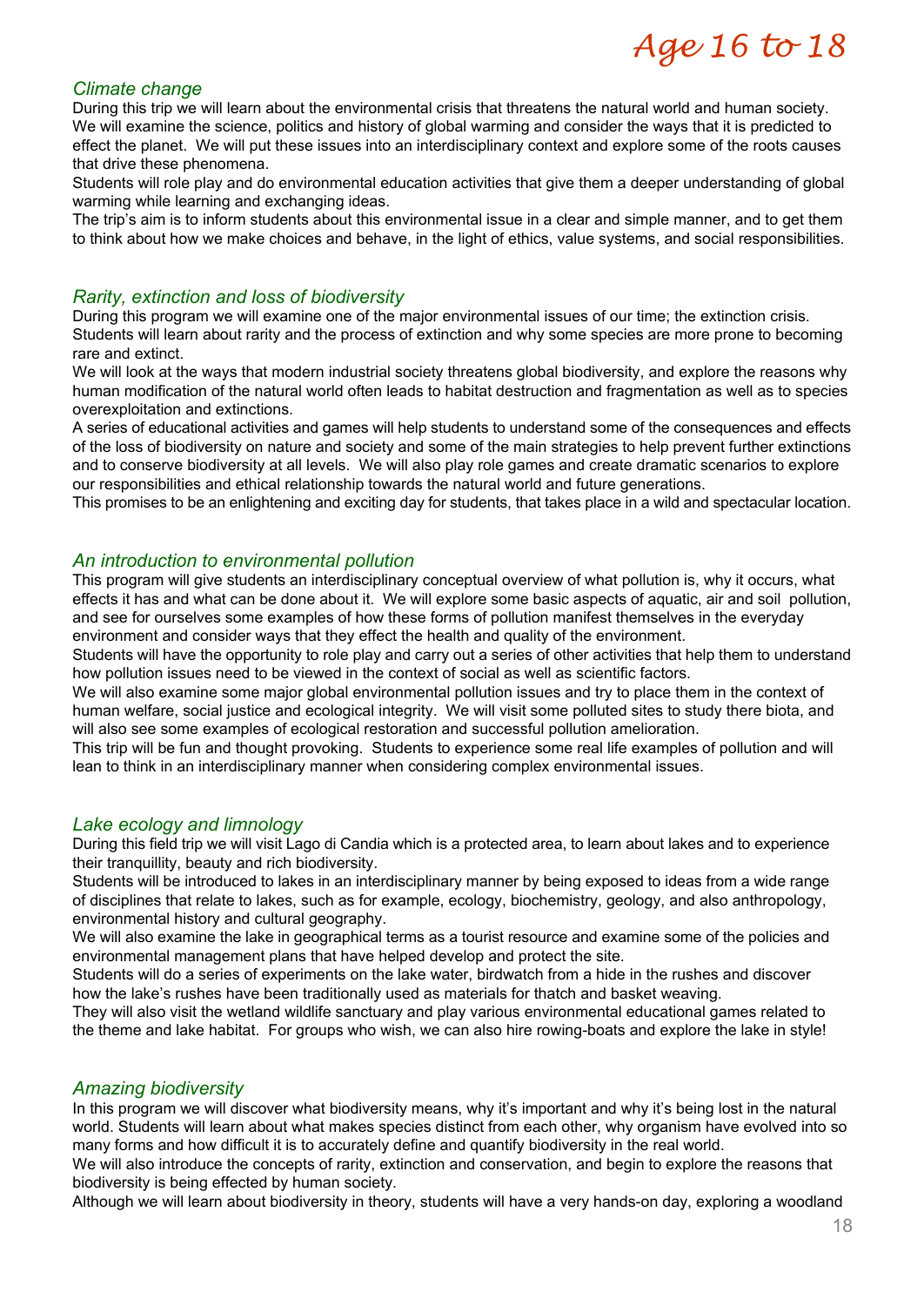# *Age 16 to 18*

## *Climate change*

During this trip we will learn about the environmental crisis that threatens the natural world and human society. We will examine the science, politics and history of global warming and consider the ways that it is predicted to effect the planet. We will put these issues into an interdisciplinary context and explore some of the roots causes that drive these phenomena.

Students will role play and do environmental education activities that give them a deeper understanding of global warming while learning and exchanging ideas.

The trip's aim is to inform students about this environmental issue in a clear and simple manner, and to get them to think about how we make choices and behave, in the light of ethics, value systems, and social responsibilities.

## *Rarity, extinction and loss of biodiversity*

During this program we will examine one of the major environmental issues of our time; the extinction crisis. Students will learn about rarity and the process of extinction and why some species are more prone to becoming rare and extinct.

We will look at the ways that modern industrial society threatens global biodiversity, and explore the reasons why human modification of the natural world often leads to habitat destruction and fragmentation as well as to species overexploitation and extinctions.

A series of educational activities and games will help students to understand some of the consequences and effects of the loss of biodiversity on nature and society and some of the main strategies to help prevent further extinctions and to conserve biodiversity at all levels. We will also play role games and create dramatic scenarios to explore our responsibilities and ethical relationship towards the natural world and future generations.

This promises to be an enlightening and exciting day for students, that takes place in a wild and spectacular location.

## *An introduction to environmental pollution*

This program will give students an interdisciplinary conceptual overview of what pollution is, why it occurs, what effects it has and what can be done about it. We will explore some basic aspects of aquatic, air and soil pollution, and see for ourselves some examples of how these forms of pollution manifest themselves in the everyday environment and consider ways that they effect the health and quality of the environment.

Students will have the opportunity to role play and carry out a series of other activities that help them to understand how pollution issues need to be viewed in the context of social as well as scientific factors.

We will also examine some major global environmental pollution issues and try to place them in the context of human welfare, social justice and ecological integrity. We will visit some polluted sites to study there biota, and will also see some examples of ecological restoration and successful pollution amelioration.

This trip will be fun and thought provoking. Students to experience some real life examples of pollution and will lean to think in an interdisciplinary manner when considering complex environmental issues.

## *Lake ecology and limnology*

During this field trip we will visit Lago di Candia which is a protected area, to learn about lakes and to experience their tranquillity, beauty and rich biodiversity.

Students will be introduced to lakes in an interdisciplinary manner by being exposed to ideas from a wide range of disciplines that relate to lakes, such as for example, ecology, biochemistry, geology, and also anthropology, environmental history and cultural geography.

We will also examine the lake in geographical terms as a tourist resource and examine some of the policies and environmental management plans that have helped develop and protect the site.

Students will do a series of experiments on the lake water, birdwatch from a hide in the rushes and discover how the lake's rushes have been traditionally used as materials for thatch and basket weaving.

They will also visit the wetland wildlife sanctuary and play various environmental educational games related to the theme and lake habitat. For groups who wish, we can also hire rowing-boats and explore the lake in style!

## *Amazing biodiversity*

In this program we will discover what biodiversity means, why it's important and why it's being lost in the natural world. Students will learn about what makes species distinct from each other, why organism have evolved into so many forms and how difficult it is to accurately define and quantify biodiversity in the real world.

We will also introduce the concepts of rarity, extinction and conservation, and begin to explore the reasons that biodiversity is being effected by human society.

Although we will learn about biodiversity in theory, students will have a very hands-on day, exploring a woodland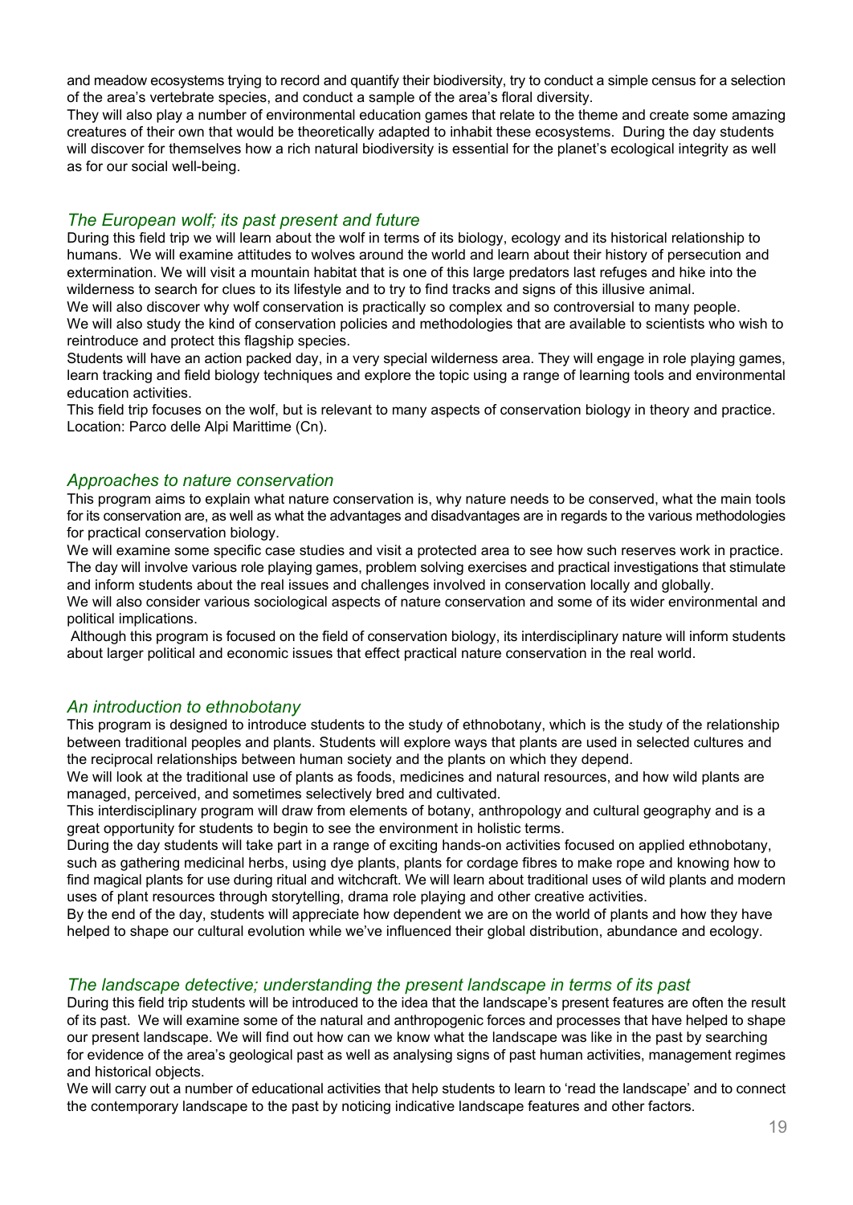and meadow ecosystems trying to record and quantify their biodiversity, try to conduct a simple census for a selection of the area's vertebrate species, and conduct a sample of the area's floral diversity.
They will also play a number of environmental education games that relate to the theme and create some amazing creatures of their own that would be theoretically adapted to inhabit these ecosystems. During the day students will discover for themselves how a rich natural biodiversity is essential for the planet's ecological integrity as well as for our social well-being.

### *The European wolf; its past present and future*

During this field trip we will learn about the wolf in terms of its biology, ecology and its historical relationship to humans. We will examine attitudes to wolves around the world and learn about their history of persecution and extermination. We will visit a mountain habitat that is one of this large predators last refuges and hike into the wilderness to search for clues to its lifestyle and to try to find tracks and signs of this illusive animal.
We will also discover why wolf conservation is practically so complex and so controversial to many people.
We will also study the kind of conservation policies and methodologies that are available to scientists who wish to reintroduce and protect this flagship species.
Students will have an action packed day, in a very special wilderness area. They will engage in role playing games, learn tracking and field biology techniques and explore the topic using a range of learning tools and environmental education activities.
This field trip focuses on the wolf, but is relevant to many aspects of conservation biology in theory and practice.
Location: Parco delle Alpi Marittime (Cn).

### *Approaches to nature conservation*

This program aims to explain what nature conservation is, why nature needs to be conserved, what the main tools for its conservation are, as well as what the advantages and disadvantages are in regards to the various methodologies for practical conservation biology.
We will examine some specific case studies and visit a protected area to see how such reserves work in practice.
The day will involve various role playing games, problem solving exercises and practical investigations that stimulate and inform students about the real issues and challenges involved in conservation locally and globally.
We will also consider various sociological aspects of nature conservation and some of its wider environmental and political implications.
Although this program is focused on the field of conservation biology, its interdisciplinary nature will inform students about larger political and economic issues that effect practical nature conservation in the real world.

### *An introduction to ethnobotany*

This program is designed to introduce students to the study of ethnobotany, which is the study of the relationship between traditional peoples and plants. Students will explore ways that plants are used in selected cultures and the reciprocal relationships between human society and the plants on which they depend.
We will look at the traditional use of plants as foods, medicines and natural resources, and how wild plants are managed, perceived, and sometimes selectively bred and cultivated.
This interdisciplinary program will draw from elements of botany, anthropology and cultural geography and is a great opportunity for students to begin to see the environment in holistic terms.
During the day students will take part in a range of exciting hands-on activities focused on applied ethnobotany, such as gathering medicinal herbs, using dye plants, plants for cordage fibres to make rope and knowing how to find magical plants for use during ritual and witchcraft. We will learn about traditional uses of wild plants and modern uses of plant resources through storytelling, drama role playing and other creative activities.
By the end of the day, students will appreciate how dependent we are on the world of plants and how they have helped to shape our cultural evolution while we've influenced their global distribution, abundance and ecology.

### *The landscape detective; understanding the present landscape in terms of its past*

During this field trip students will be introduced to the idea that the landscape's present features are often the result of its past. We will examine some of the natural and anthropogenic forces and processes that have helped to shape our present landscape. We will find out how can we know what the landscape was like in the past by searching for evidence of the area's geological past as well as analysing signs of past human activities, management regimes and historical objects.
We will carry out a number of educational activities that help students to learn to 'read the landscape' and to connect the contemporary landscape to the past by noticing indicative landscape features and other factors.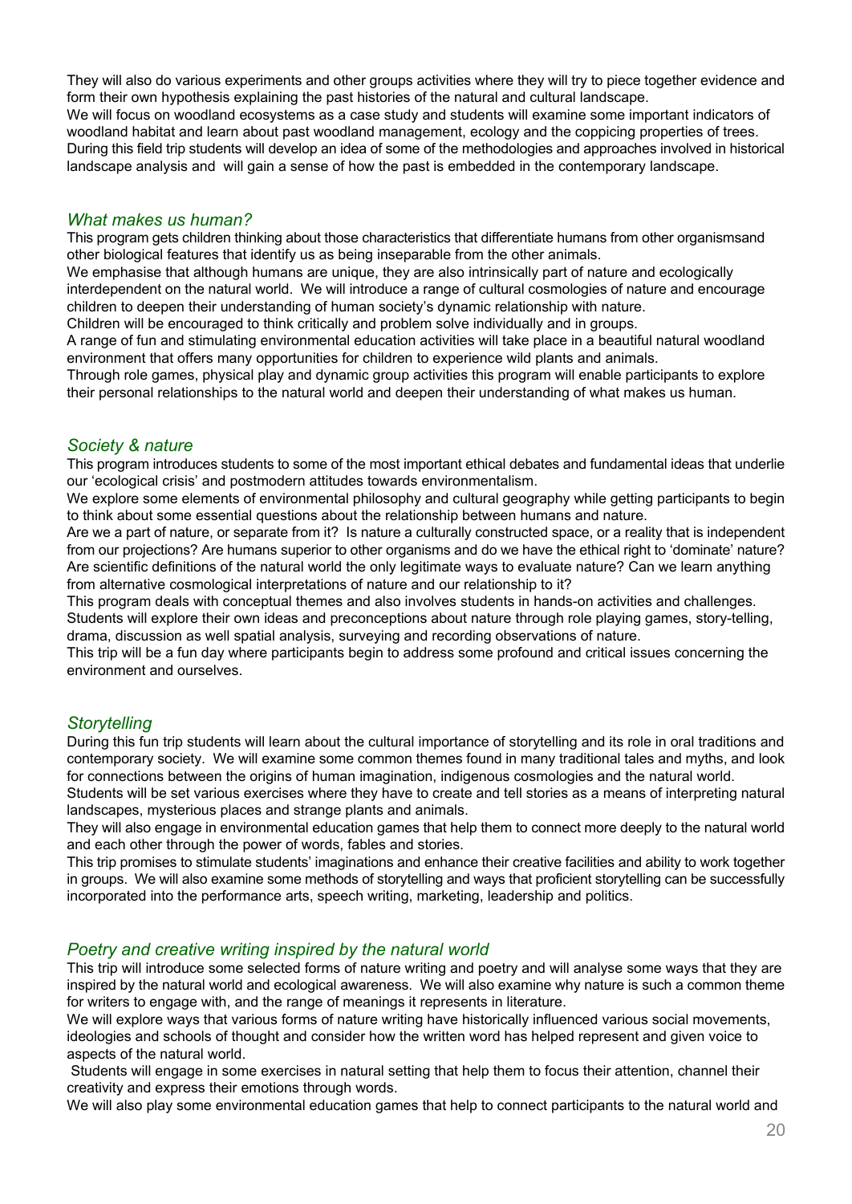They will also do various experiments and other groups activities where they will try to piece together evidence and form their own hypothesis explaining the past histories of the natural and cultural landscape.
We will focus on woodland ecosystems as a case study and students will examine some important indicators of woodland habitat and learn about past woodland management, ecology and the coppicing properties of trees.
During this field trip students will develop an idea of some of the methodologies and approaches involved in historical landscape analysis and will gain a sense of how the past is embedded in the contemporary landscape.

### *What makes us human?*

This program gets children thinking about those characteristics that differentiate humans from other organismsand other biological features that identify us as being inseparable from the other animals.
We emphasise that although humans are unique, they are also intrinsically part of nature and ecologically interdependent on the natural world. We will introduce a range of cultural cosmologies of nature and encourage children to deepen their understanding of human society's dynamic relationship with nature.
Children will be encouraged to think critically and problem solve individually and in groups.
A range of fun and stimulating environmental education activities will take place in a beautiful natural woodland environment that offers many opportunities for children to experience wild plants and animals.
Through role games, physical play and dynamic group activities this program will enable participants to explore their personal relationships to the natural world and deepen their understanding of what makes us human.

### *Society & nature*

This program introduces students to some of the most important ethical debates and fundamental ideas that underlie our 'ecological crisis' and postmodern attitudes towards environmentalism.
We explore some elements of environmental philosophy and cultural geography while getting participants to begin to think about some essential questions about the relationship between humans and nature.
Are we a part of nature, or separate from it? Is nature a culturally constructed space, or a reality that is independent from our projections? Are humans superior to other organisms and do we have the ethical right to 'dominate' nature? Are scientific definitions of the natural world the only legitimate ways to evaluate nature? Can we learn anything from alternative cosmological interpretations of nature and our relationship to it?
This program deals with conceptual themes and also involves students in hands-on activities and challenges.
Students will explore their own ideas and preconceptions about nature through role playing games, story-telling, drama, discussion as well spatial analysis, surveying and recording observations of nature.
This trip will be a fun day where participants begin to address some profound and critical issues concerning the environment and ourselves.

### *Storytelling*

During this fun trip students will learn about the cultural importance of storytelling and its role in oral traditions and contemporary society. We will examine some common themes found in many traditional tales and myths, and look for connections between the origins of human imagination, indigenous cosmologies and the natural world.
Students will be set various exercises where they have to create and tell stories as a means of interpreting natural landscapes, mysterious places and strange plants and animals.
They will also engage in environmental education games that help them to connect more deeply to the natural world and each other through the power of words, fables and stories.
This trip promises to stimulate students' imaginations and enhance their creative facilities and ability to work together in groups. We will also examine some methods of storytelling and ways that proficient storytelling can be successfully incorporated into the performance arts, speech writing, marketing, leadership and politics.

### *Poetry and creative writing inspired by the natural world*

This trip will introduce some selected forms of nature writing and poetry and will analyse some ways that they are inspired by the natural world and ecological awareness. We will also examine why nature is such a common theme for writers to engage with, and the range of meanings it represents in literature.
We will explore ways that various forms of nature writing have historically influenced various social movements, ideologies and schools of thought and consider how the written word has helped represent and given voice to aspects of the natural world.
Students will engage in some exercises in natural setting that help them to focus their attention, channel their creativity and express their emotions through words.
We will also play some environmental education games that help to connect participants to the natural world and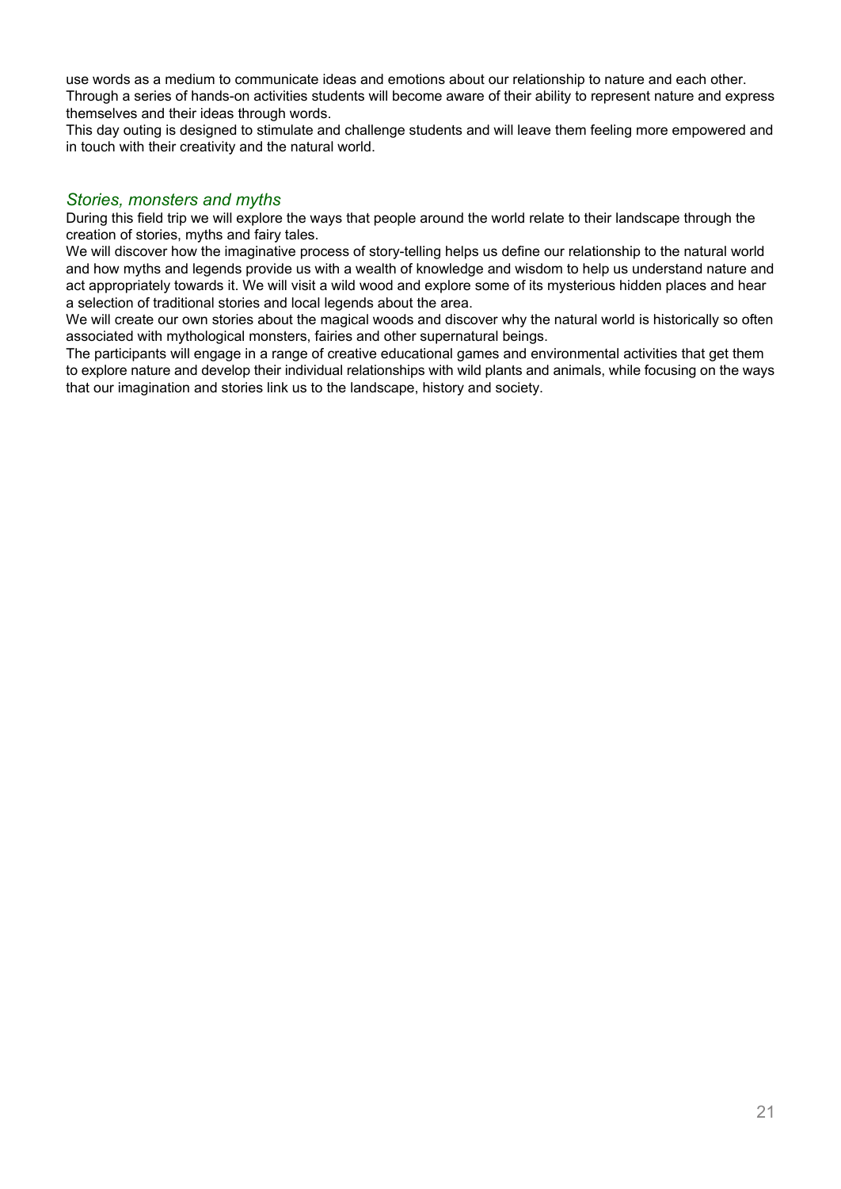use words as a medium to communicate ideas and emotions about our relationship to nature and each other. Through a series of hands-on activities students will become aware of their ability to represent nature and express themselves and their ideas through words.
This day outing is designed to stimulate and challenge students and will leave them feeling more empowered and in touch with their creativity and the natural world.

### *Stories, monsters and myths*

During this field trip we will explore the ways that people around the world relate to their landscape through the creation of stories, myths and fairy tales.
We will discover how the imaginative process of story-telling helps us define our relationship to the natural world and how myths and legends provide us with a wealth of knowledge and wisdom to help us understand nature and act appropriately towards it. We will visit a wild wood and explore some of its mysterious hidden places and hear a selection of traditional stories and local legends about the area.
We will create our own stories about the magical woods and discover why the natural world is historically so often associated with mythological monsters, fairies and other supernatural beings.
The participants will engage in a range of creative educational games and environmental activities that get them to explore nature and develop their individual relationships with wild plants and animals, while focusing on the ways that our imagination and stories link us to the landscape, history and society.